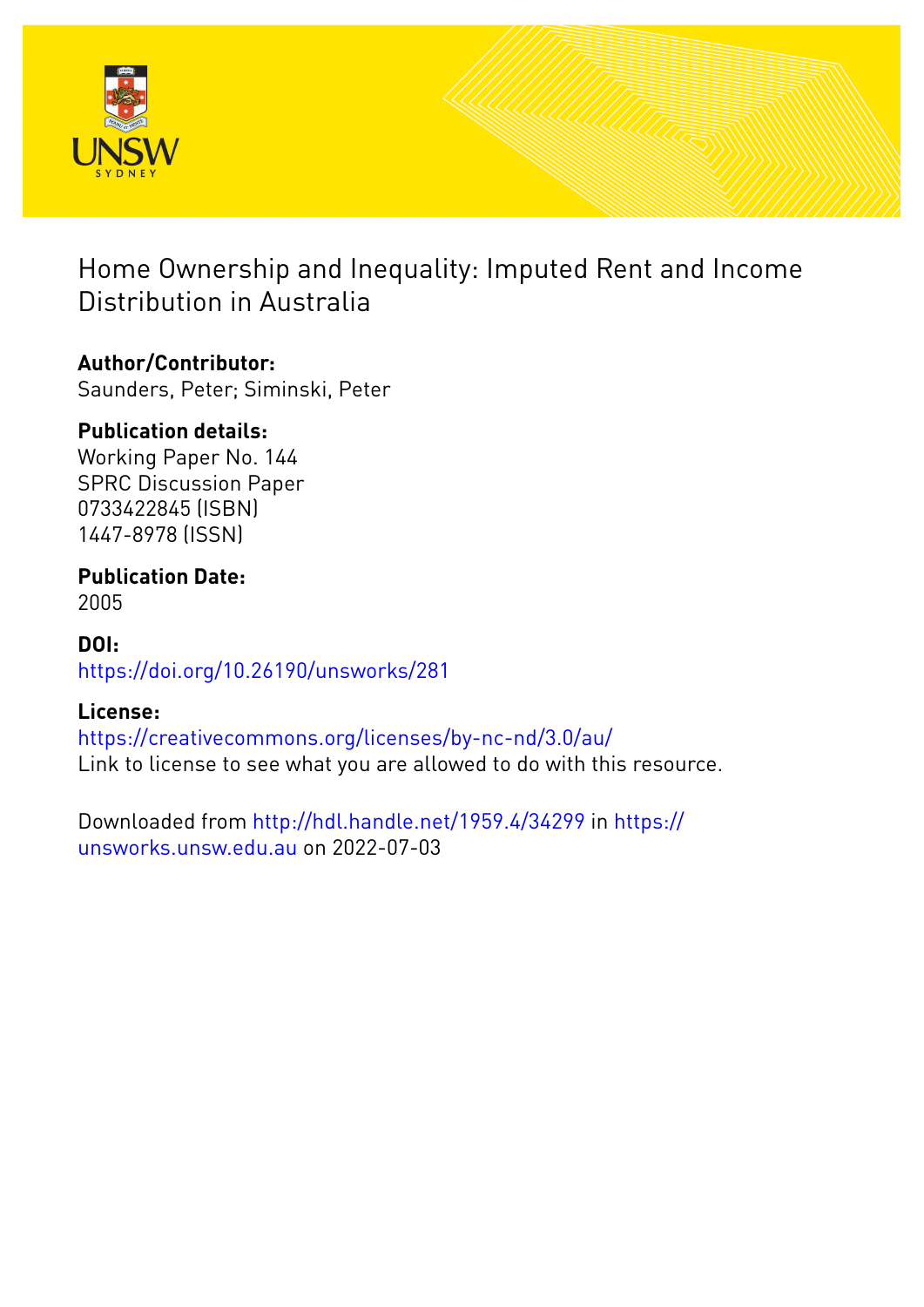# Home Ownership and Inequality: Imputed Rent and Income Distribution in Australia

**Author/Contributor:**
Saunders, Peter; Siminski, Peter

**Publication details:**
Working Paper No. 144
SPRC Discussion Paper
0733422845 (ISBN)
1447-8978 (ISSN)

**Publication Date:**
2005

**DOI:**
https://doi.org/10.26190/unsworks/281

**License:**
https://creativecommons.org/licenses/by-nc-nd/3.0/au/
Link to license to see what you are allowed to do with this resource.

Downloaded from http://hdl.handle.net/1959.4/34299 in https://unsworks.unsw.edu.au on 2022-07-03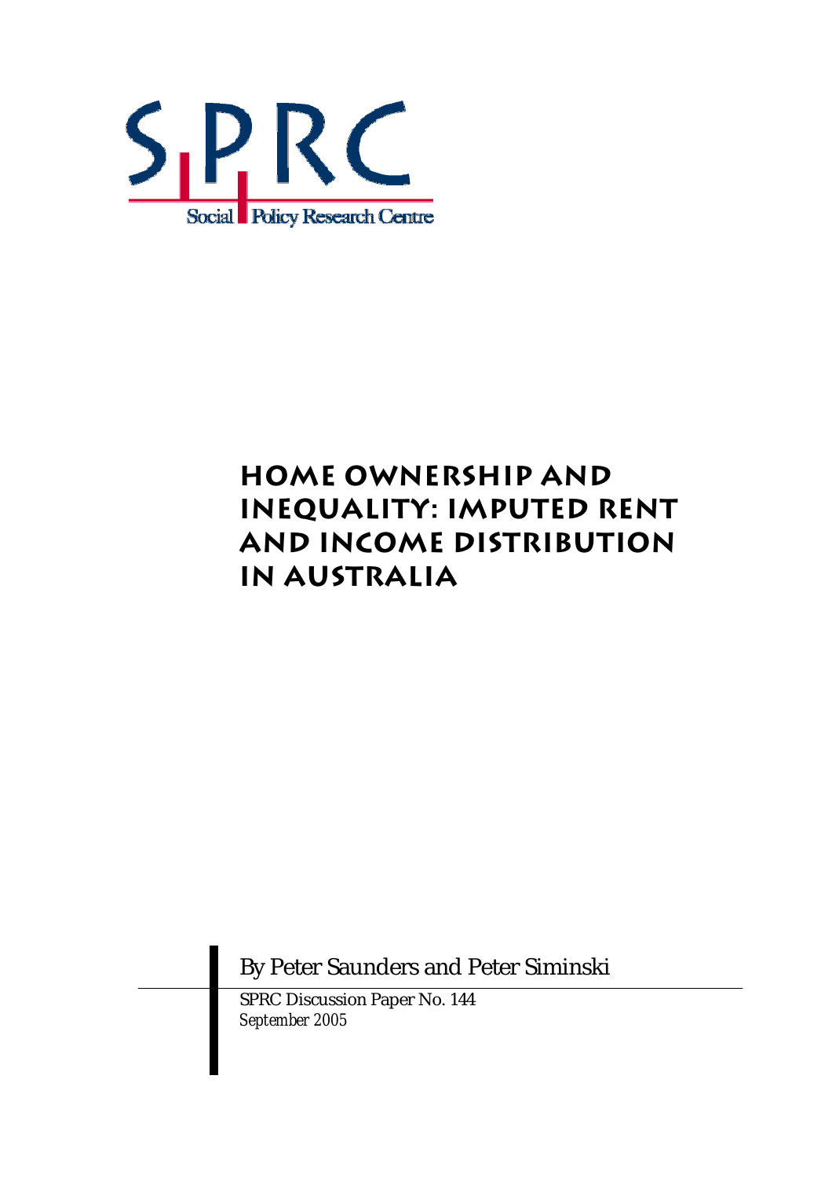S PRC

Social Policy Research Centre

# Home Ownership and Inequality: Imputed Rent and Income Distribution in Australia

By Peter Saunders and Peter Siminski

SPRC Discussion Paper No. 144

*September 2005*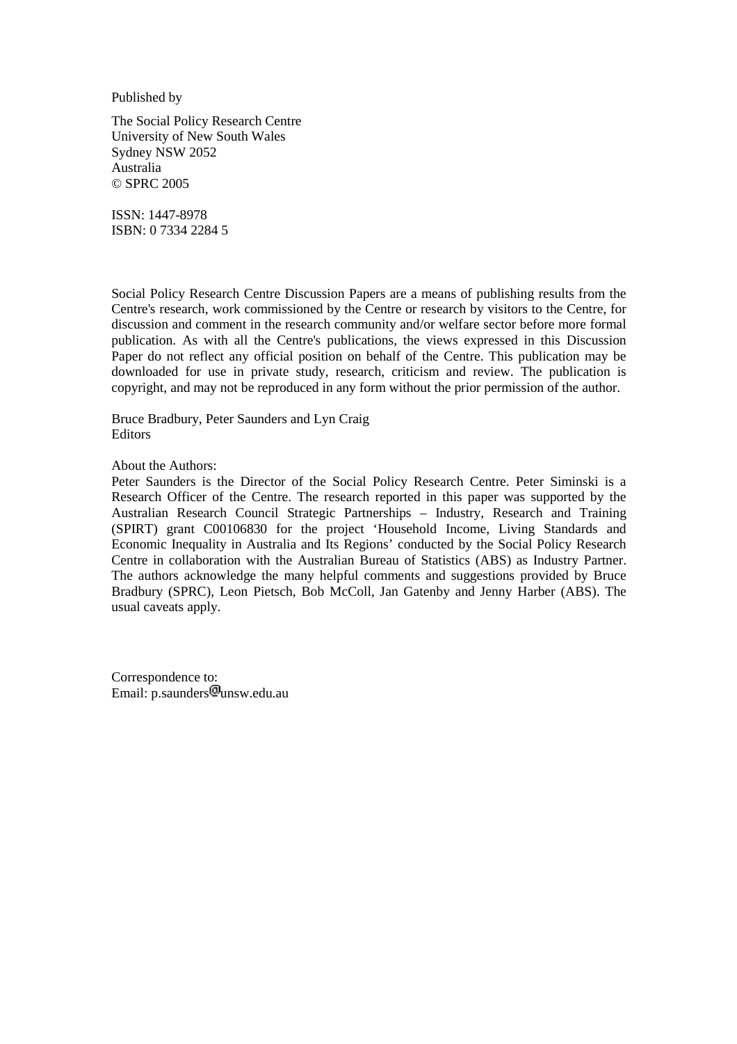Published by

The Social Policy Research Centre
University of New South Wales
Sydney NSW 2052
Australia
© SPRC 2005

ISSN: 1447-8978
ISBN: 0 7334 2284 5

Social Policy Research Centre Discussion Papers are a means of publishing results from the Centre's research, work commissioned by the Centre or research by visitors to the Centre, for discussion and comment in the research community and/or welfare sector before more formal publication. As with all the Centre's publications, the views expressed in this Discussion Paper do not reflect any official position on behalf of the Centre. This publication may be downloaded for use in private study, research, criticism and review. The publication is copyright, and may not be reproduced in any form without the prior permission of the author.

Bruce Bradbury, Peter Saunders and Lyn Craig
Editors

About the Authors:
Peter Saunders is the Director of the Social Policy Research Centre. Peter Siminski is a Research Officer of the Centre. The research reported in this paper was supported by the Australian Research Council Strategic Partnerships – Industry, Research and Training (SPIRT) grant C00106830 for the project 'Household Income, Living Standards and Economic Inequality in Australia and Its Regions' conducted by the Social Policy Research Centre in collaboration with the Australian Bureau of Statistics (ABS) as Industry Partner. The authors acknowledge the many helpful comments and suggestions provided by Bruce Bradbury (SPRC), Leon Pietsch, Bob McColl, Jan Gatenby and Jenny Harber (ABS). The usual caveats apply.

Correspondence to:
Email: p.saunders@unsw.edu.au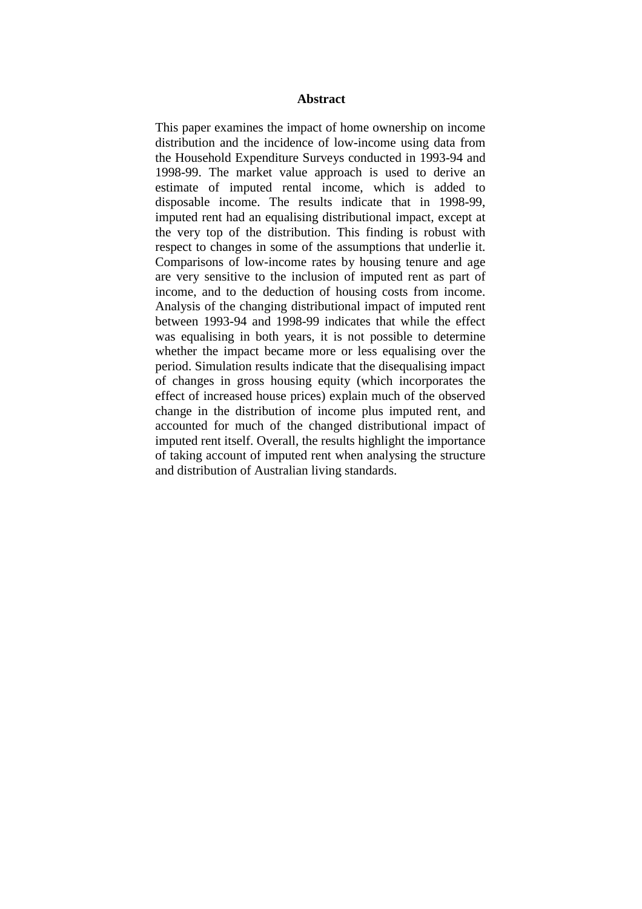# Abstract

This paper examines the impact of home ownership on income distribution and the incidence of low-income using data from the Household Expenditure Surveys conducted in 1993-94 and 1998-99. The market value approach is used to derive an estimate of imputed rental income, which is added to disposable income. The results indicate that in 1998-99, imputed rent had an equalising distributional impact, except at the very top of the distribution. This finding is robust with respect to changes in some of the assumptions that underlie it. Comparisons of low-income rates by housing tenure and age are very sensitive to the inclusion of imputed rent as part of income, and to the deduction of housing costs from income. Analysis of the changing distributional impact of imputed rent between 1993-94 and 1998-99 indicates that while the effect was equalising in both years, it is not possible to determine whether the impact became more or less equalising over the period. Simulation results indicate that the disequalising impact of changes in gross housing equity (which incorporates the effect of increased house prices) explain much of the observed change in the distribution of income plus imputed rent, and accounted for much of the changed distributional impact of imputed rent itself. Overall, the results highlight the importance of taking account of imputed rent when analysing the structure and distribution of Australian living standards.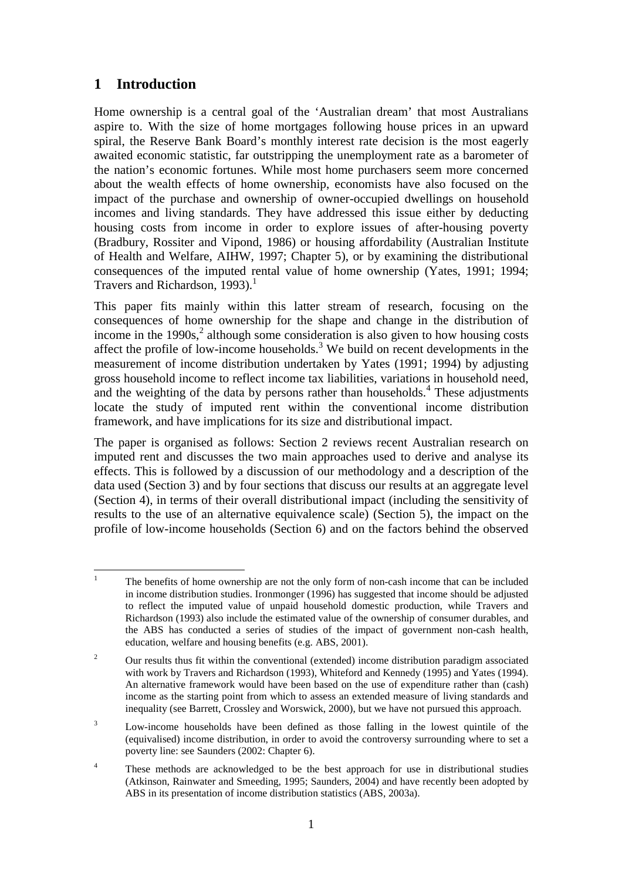## 1 Introduction

Home ownership is a central goal of the 'Australian dream' that most Australians aspire to. With the size of home mortgages following house prices in an upward spiral, the Reserve Bank Board's monthly interest rate decision is the most eagerly awaited economic statistic, far outstripping the unemployment rate as a barometer of the nation's economic fortunes. While most home purchasers seem more concerned about the wealth effects of home ownership, economists have also focused on the impact of the purchase and ownership of owner-occupied dwellings on household incomes and living standards. They have addressed this issue either by deducting housing costs from income in order to explore issues of after-housing poverty (Bradbury, Rossiter and Vipond, 1986) or housing affordability (Australian Institute of Health and Welfare, AIHW, 1997; Chapter 5), or by examining the distributional consequences of the imputed rental value of home ownership (Yates, 1991; 1994; Travers and Richardson, 1993).[1]

This paper fits mainly within this latter stream of research, focusing on the consequences of home ownership for the shape and change in the distribution of income in the 1990s,[2] although some consideration is also given to how housing costs affect the profile of low-income households.[3] We build on recent developments in the measurement of income distribution undertaken by Yates (1991; 1994) by adjusting gross household income to reflect income tax liabilities, variations in household need, and the weighting of the data by persons rather than households.[4] These adjustments locate the study of imputed rent within the conventional income distribution framework, and have implications for its size and distributional impact.

The paper is organised as follows: Section 2 reviews recent Australian research on imputed rent and discusses the two main approaches used to derive and analyse its effects. This is followed by a discussion of our methodology and a description of the data used (Section 3) and by four sections that discuss our results at an aggregate level (Section 4), in terms of their overall distributional impact (including the sensitivity of results to the use of an alternative equivalence scale) (Section 5), the impact on the profile of low-income households (Section 6) and on the factors behind the observed

---

[1] The benefits of home ownership are not the only form of non-cash income that can be included in income distribution studies. Ironmonger (1996) has suggested that income should be adjusted to reflect the imputed value of unpaid household domestic production, while Travers and Richardson (1993) also include the estimated value of the ownership of consumer durables, and the ABS has conducted a series of studies of the impact of government non-cash health, education, welfare and housing benefits (e.g. ABS, 2001).

[2] Our results thus fit within the conventional (extended) income distribution paradigm associated with work by Travers and Richardson (1993), Whiteford and Kennedy (1995) and Yates (1994). An alternative framework would have been based on the use of expenditure rather than (cash) income as the starting point from which to assess an extended measure of living standards and inequality (see Barrett, Crossley and Worswick, 2000), but we have not pursued this approach.

[3] Low-income households have been defined as those falling in the lowest quintile of the (equivalised) income distribution, in order to avoid the controversy surrounding where to set a poverty line: see Saunders (2002: Chapter 6).

[4] These methods are acknowledged to be the best approach for use in distributional studies (Atkinson, Rainwater and Smeeding, 1995; Saunders, 2004) and have recently been adopted by ABS in its presentation of income distribution statistics (ABS, 2003a).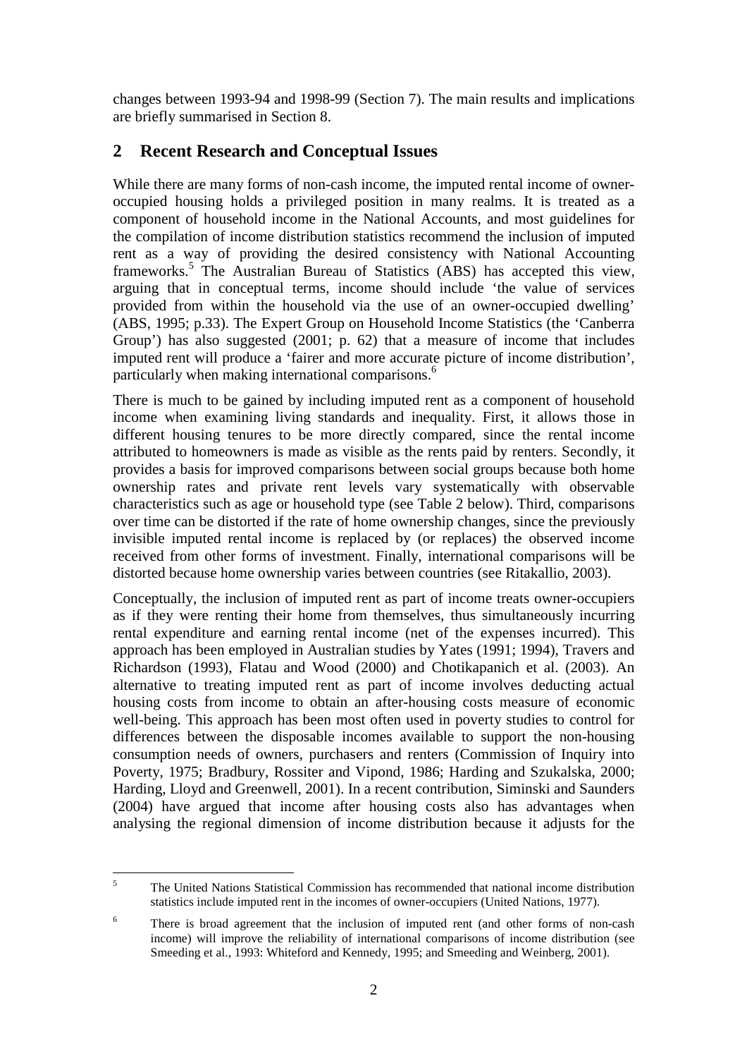changes between 1993-94 and 1998-99 (Section 7). The main results and implications are briefly summarised in Section 8.

## 2 Recent Research and Conceptual Issues

While there are many forms of non-cash income, the imputed rental income of owner-occupied housing holds a privileged position in many realms. It is treated as a component of household income in the National Accounts, and most guidelines for the compilation of income distribution statistics recommend the inclusion of imputed rent as a way of providing the desired consistency with National Accounting frameworks.[5] The Australian Bureau of Statistics (ABS) has accepted this view, arguing that in conceptual terms, income should include 'the value of services provided from within the household via the use of an owner-occupied dwelling' (ABS, 1995; p.33). The Expert Group on Household Income Statistics (the 'Canberra Group') has also suggested (2001; p. 62) that a measure of income that includes imputed rent will produce a 'fairer and more accurate picture of income distribution', particularly when making international comparisons.[6]

There is much to be gained by including imputed rent as a component of household income when examining living standards and inequality. First, it allows those in different housing tenures to be more directly compared, since the rental income attributed to homeowners is made as visible as the rents paid by renters. Secondly, it provides a basis for improved comparisons between social groups because both home ownership rates and private rent levels vary systematically with observable characteristics such as age or household type (see Table 2 below). Third, comparisons over time can be distorted if the rate of home ownership changes, since the previously invisible imputed rental income is replaced by (or replaces) the observed income received from other forms of investment. Finally, international comparisons will be distorted because home ownership varies between countries (see Ritakallio, 2003).

Conceptually, the inclusion of imputed rent as part of income treats owner-occupiers as if they were renting their home from themselves, thus simultaneously incurring rental expenditure and earning rental income (net of the expenses incurred). This approach has been employed in Australian studies by Yates (1991; 1994), Travers and Richardson (1993), Flatau and Wood (2000) and Chotikapanich et al. (2003). An alternative to treating imputed rent as part of income involves deducting actual housing costs from income to obtain an after-housing costs measure of economic well-being. This approach has been most often used in poverty studies to control for differences between the disposable incomes available to support the non-housing consumption needs of owners, purchasers and renters (Commission of Inquiry into Poverty, 1975; Bradbury, Rossiter and Vipond, 1986; Harding and Szukalska, 2000; Harding, Lloyd and Greenwell, 2001). In a recent contribution, Siminski and Saunders (2004) have argued that income after housing costs also has advantages when analysing the regional dimension of income distribution because it adjusts for the

---

[5] The United Nations Statistical Commission has recommended that national income distribution statistics include imputed rent in the incomes of owner-occupiers (United Nations, 1977).

[6] There is broad agreement that the inclusion of imputed rent (and other forms of non-cash income) will improve the reliability of international comparisons of income distribution (see Smeeding et al., 1993: Whiteford and Kennedy, 1995; and Smeeding and Weinberg, 2001).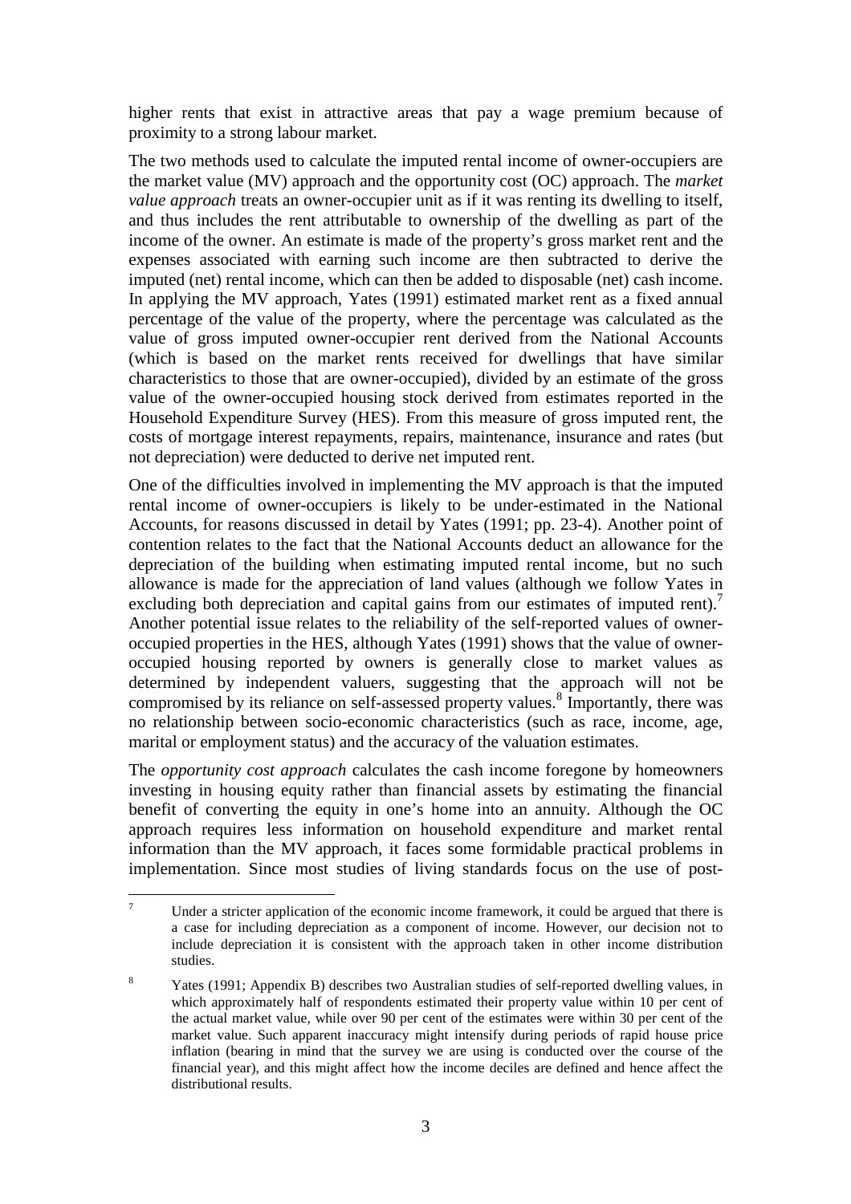higher rents that exist in attractive areas that pay a wage premium because of proximity to a strong labour market.

The two methods used to calculate the imputed rental income of owner-occupiers are the market value (MV) approach and the opportunity cost (OC) approach. The *market value approach* treats an owner-occupier unit as if it was renting its dwelling to itself, and thus includes the rent attributable to ownership of the dwelling as part of the income of the owner. An estimate is made of the property's gross market rent and the expenses associated with earning such income are then subtracted to derive the imputed (net) rental income, which can then be added to disposable (net) cash income. In applying the MV approach, Yates (1991) estimated market rent as a fixed annual percentage of the value of the property, where the percentage was calculated as the value of gross imputed owner-occupier rent derived from the National Accounts (which is based on the market rents received for dwellings that have similar characteristics to those that are owner-occupied), divided by an estimate of the gross value of the owner-occupied housing stock derived from estimates reported in the Household Expenditure Survey (HES). From this measure of gross imputed rent, the costs of mortgage interest repayments, repairs, maintenance, insurance and rates (but not depreciation) were deducted to derive net imputed rent.

One of the difficulties involved in implementing the MV approach is that the imputed rental income of owner-occupiers is likely to be under-estimated in the National Accounts, for reasons discussed in detail by Yates (1991; pp. 23-4). Another point of contention relates to the fact that the National Accounts deduct an allowance for the depreciation of the building when estimating imputed rental income, but no such allowance is made for the appreciation of land values (although we follow Yates in excluding both depreciation and capital gains from our estimates of imputed rent).[7] Another potential issue relates to the reliability of the self-reported values of owner-occupied properties in the HES, although Yates (1991) shows that the value of owner-occupied housing reported by owners is generally close to market values as determined by independent valuers, suggesting that the approach will not be compromised by its reliance on self-assessed property values.[8] Importantly, there was no relationship between socio-economic characteristics (such as race, income, age, marital or employment status) and the accuracy of the valuation estimates.

The *opportunity cost approach* calculates the cash income foregone by homeowners investing in housing equity rather than financial assets by estimating the financial benefit of converting the equity in one's home into an annuity. Although the OC approach requires less information on household expenditure and market rental information than the MV approach, it faces some formidable practical problems in implementation. Since most studies of living standards focus on the use of post-

---

[7] Under a stricter application of the economic income framework, it could be argued that there is a case for including depreciation as a component of income. However, our decision not to include depreciation it is consistent with the approach taken in other income distribution studies.

[8] Yates (1991; Appendix B) describes two Australian studies of self-reported dwelling values, in which approximately half of respondents estimated their property value within 10 per cent of the actual market value, while over 90 per cent of the estimates were within 30 per cent of the market value. Such apparent inaccuracy might intensify during periods of rapid house price inflation (bearing in mind that the survey we are using is conducted over the course of the financial year), and this might affect how the income deciles are defined and hence affect the distributional results.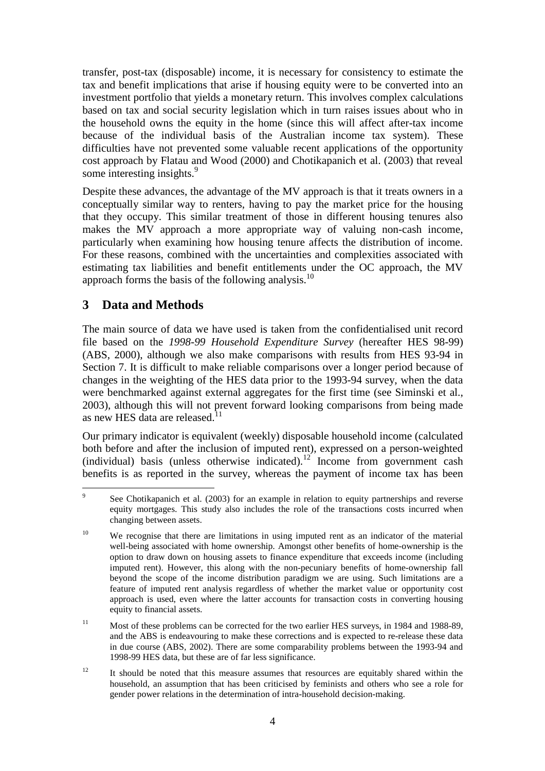transfer, post-tax (disposable) income, it is necessary for consistency to estimate the tax and benefit implications that arise if housing equity were to be converted into an investment portfolio that yields a monetary return. This involves complex calculations based on tax and social security legislation which in turn raises issues about who in the household owns the equity in the home (since this will affect after-tax income because of the individual basis of the Australian income tax system). These difficulties have not prevented some valuable recent applications of the opportunity cost approach by Flatau and Wood (2000) and Chotikapanich et al. (2003) that reveal some interesting insights.[9]

Despite these advances, the advantage of the MV approach is that it treats owners in a conceptually similar way to renters, having to pay the market price for the housing that they occupy. This similar treatment of those in different housing tenures also makes the MV approach a more appropriate way of valuing non-cash income, particularly when examining how housing tenure affects the distribution of income. For these reasons, combined with the uncertainties and complexities associated with estimating tax liabilities and benefit entitlements under the OC approach, the MV approach forms the basis of the following analysis.[10]

## 3 Data and Methods

The main source of data we have used is taken from the confidentialised unit record file based on the *1998-99 Household Expenditure Survey* (hereafter HES 98-99) (ABS, 2000), although we also make comparisons with results from HES 93-94 in Section 7. It is difficult to make reliable comparisons over a longer period because of changes in the weighting of the HES data prior to the 1993-94 survey, when the data were benchmarked against external aggregates for the first time (see Siminski et al., 2003), although this will not prevent forward looking comparisons from being made as new HES data are released.[11]

Our primary indicator is equivalent (weekly) disposable household income (calculated both before and after the inclusion of imputed rent), expressed on a person-weighted (individual) basis (unless otherwise indicated).[12] Income from government cash benefits is as reported in the survey, whereas the payment of income tax has been

---

[9] See Chotikapanich et al. (2003) for an example in relation to equity partnerships and reverse equity mortgages. This study also includes the role of the transactions costs incurred when changing between assets.

[10] We recognise that there are limitations in using imputed rent as an indicator of the material well-being associated with home ownership. Amongst other benefits of home-ownership is the option to draw down on housing assets to finance expenditure that exceeds income (including imputed rent). However, this along with the non-pecuniary benefits of home-ownership fall beyond the scope of the income distribution paradigm we are using. Such limitations are a feature of imputed rent analysis regardless of whether the market value or opportunity cost approach is used, even where the latter accounts for transaction costs in converting housing equity to financial assets.

[11] Most of these problems can be corrected for the two earlier HES surveys, in 1984 and 1988-89, and the ABS is endeavouring to make these corrections and is expected to re-release these data in due course (ABS, 2002). There are some comparability problems between the 1993-94 and 1998-99 HES data, but these are of far less significance.

[12] It should be noted that this measure assumes that resources are equitably shared within the household, an assumption that has been criticised by feminists and others who see a role for gender power relations in the determination of intra-household decision-making.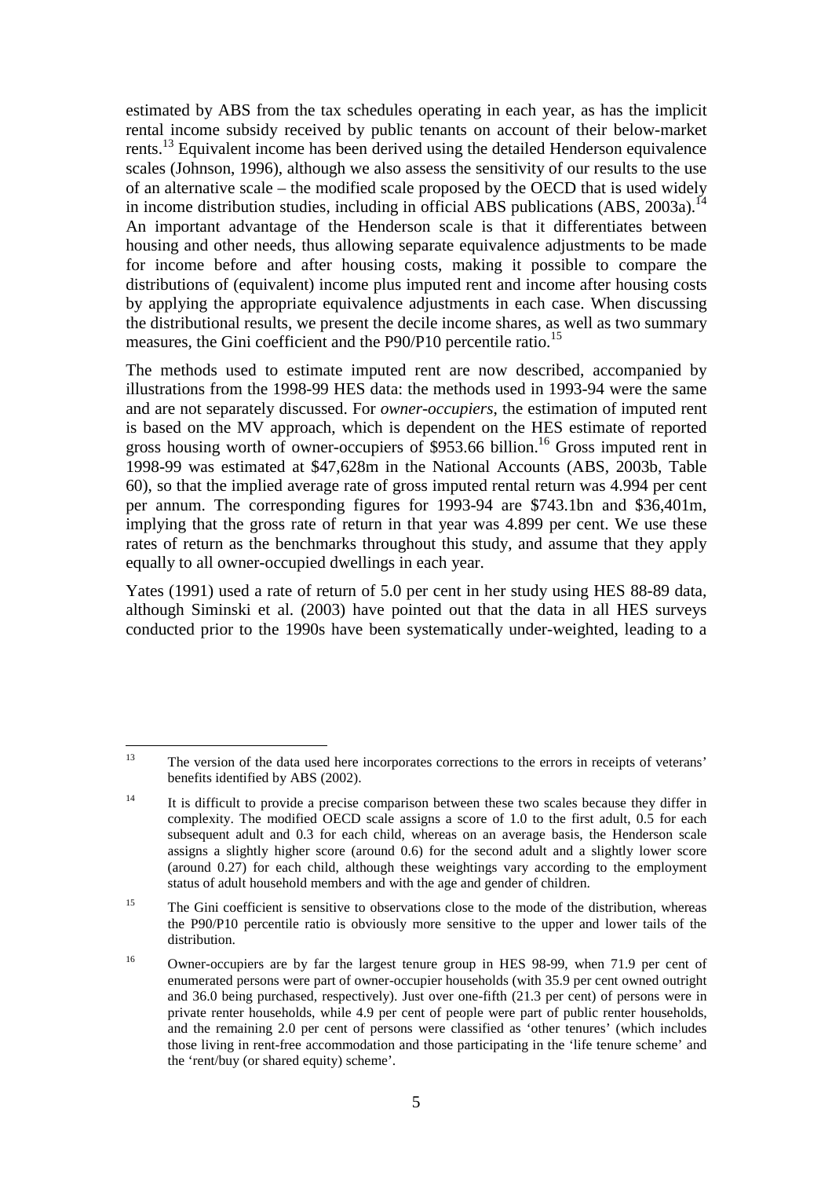estimated by ABS from the tax schedules operating in each year, as has the implicit rental income subsidy received by public tenants on account of their below-market rents.[13] Equivalent income has been derived using the detailed Henderson equivalence scales (Johnson, 1996), although we also assess the sensitivity of our results to the use of an alternative scale – the modified scale proposed by the OECD that is used widely in income distribution studies, including in official ABS publications (ABS, 2003a).[14] An important advantage of the Henderson scale is that it differentiates between housing and other needs, thus allowing separate equivalence adjustments to be made for income before and after housing costs, making it possible to compare the distributions of (equivalent) income plus imputed rent and income after housing costs by applying the appropriate equivalence adjustments in each case. When discussing the distributional results, we present the decile income shares, as well as two summary measures, the Gini coefficient and the P90/P10 percentile ratio.[15]

The methods used to estimate imputed rent are now described, accompanied by illustrations from the 1998-99 HES data: the methods used in 1993-94 were the same and are not separately discussed. For *owner-occupiers*, the estimation of imputed rent is based on the MV approach, which is dependent on the HES estimate of reported gross housing worth of owner-occupiers of $953.66 billion.[16] Gross imputed rent in 1998-99 was estimated at $47,628m in the National Accounts (ABS, 2003b, Table 60), so that the implied average rate of gross imputed rental return was 4.994 per cent per annum. The corresponding figures for 1993-94 are $743.1bn and $36,401m, implying that the gross rate of return in that year was 4.899 per cent. We use these rates of return as the benchmarks throughout this study, and assume that they apply equally to all owner-occupied dwellings in each year.

Yates (1991) used a rate of return of 5.0 per cent in her study using HES 88-89 data, although Siminski et al. (2003) have pointed out that the data in all HES surveys conducted prior to the 1990s have been systematically under-weighted, leading to a

---

[13] The version of the data used here incorporates corrections to the errors in receipts of veterans' benefits identified by ABS (2002).

[14] It is difficult to provide a precise comparison between these two scales because they differ in complexity. The modified OECD scale assigns a score of 1.0 to the first adult, 0.5 for each subsequent adult and 0.3 for each child, whereas on an average basis, the Henderson scale assigns a slightly higher score (around 0.6) for the second adult and a slightly lower score (around 0.27) for each child, although these weightings vary according to the employment status of adult household members and with the age and gender of children.

[15] The Gini coefficient is sensitive to observations close to the mode of the distribution, whereas the P90/P10 percentile ratio is obviously more sensitive to the upper and lower tails of the distribution.

[16] Owner-occupiers are by far the largest tenure group in HES 98-99, when 71.9 per cent of enumerated persons were part of owner-occupier households (with 35.9 per cent owned outright and 36.0 being purchased, respectively). Just over one-fifth (21.3 per cent) of persons were in private renter households, while 4.9 per cent of people were part of public renter households, and the remaining 2.0 per cent of persons were classified as 'other tenures' (which includes those living in rent-free accommodation and those participating in the 'life tenure scheme' and the 'rent/buy (or shared equity) scheme'.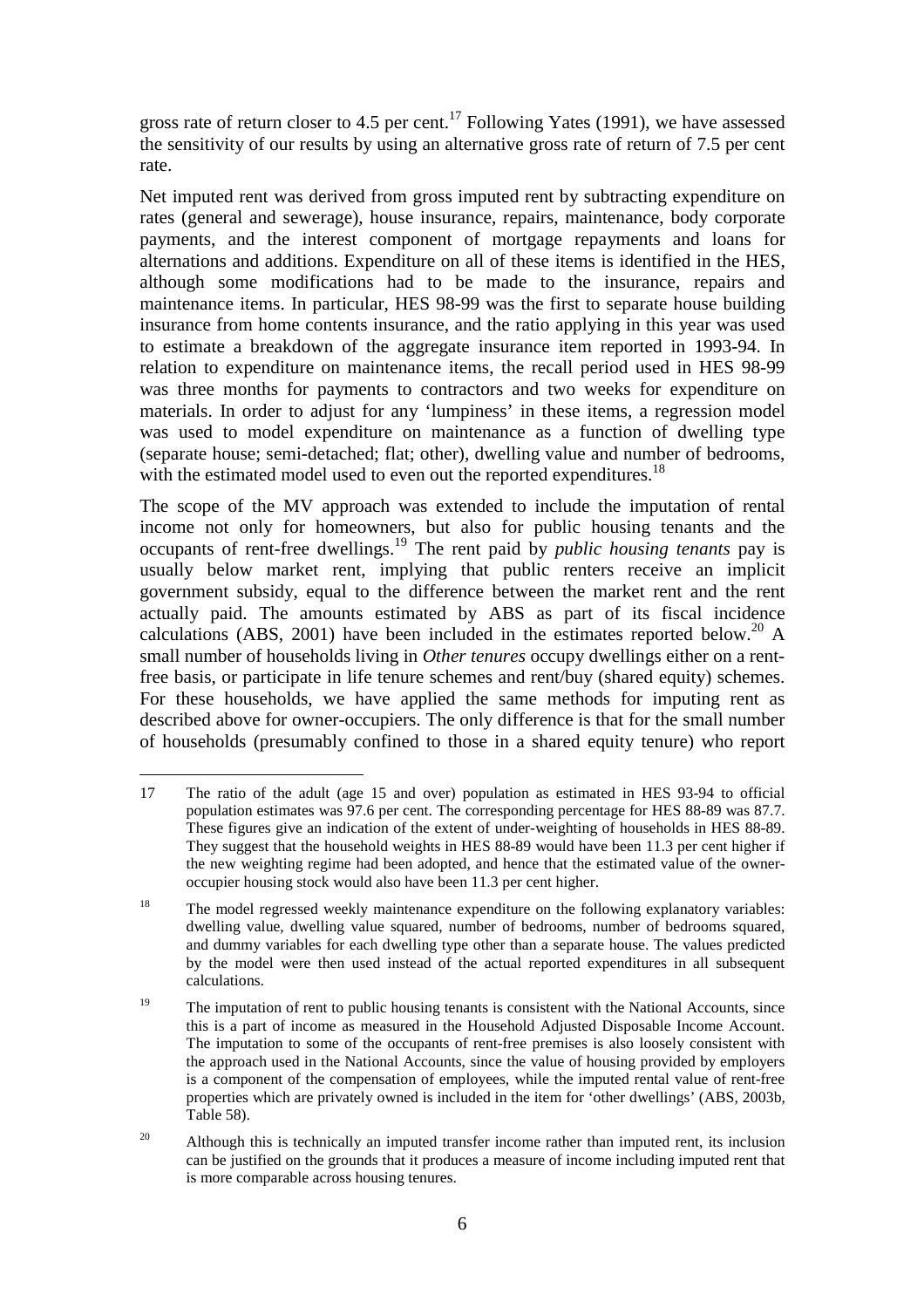gross rate of return closer to 4.5 per cent.[17] Following Yates (1991), we have assessed the sensitivity of our results by using an alternative gross rate of return of 7.5 per cent rate.

Net imputed rent was derived from gross imputed rent by subtracting expenditure on rates (general and sewerage), house insurance, repairs, maintenance, body corporate payments, and the interest component of mortgage repayments and loans for alternations and additions. Expenditure on all of these items is identified in the HES, although some modifications had to be made to the insurance, repairs and maintenance items. In particular, HES 98-99 was the first to separate house building insurance from home contents insurance, and the ratio applying in this year was used to estimate a breakdown of the aggregate insurance item reported in 1993-94. In relation to expenditure on maintenance items, the recall period used in HES 98-99 was three months for payments to contractors and two weeks for expenditure on materials. In order to adjust for any 'lumpiness' in these items, a regression model was used to model expenditure on maintenance as a function of dwelling type (separate house; semi-detached; flat; other), dwelling value and number of bedrooms, with the estimated model used to even out the reported expenditures.[18]

The scope of the MV approach was extended to include the imputation of rental income not only for homeowners, but also for public housing tenants and the occupants of rent-free dwellings.[19] The rent paid by *public housing tenants* pay is usually below market rent, implying that public renters receive an implicit government subsidy, equal to the difference between the market rent and the rent actually paid. The amounts estimated by ABS as part of its fiscal incidence calculations (ABS, 2001) have been included in the estimates reported below.[20] A small number of households living in *Other tenures* occupy dwellings either on a rent-free basis, or participate in life tenure schemes and rent/buy (shared equity) schemes. For these households, we have applied the same methods for imputing rent as described above for owner-occupiers. The only difference is that for the small number of households (presumably confined to those in a shared equity tenure) who report

---

17 The ratio of the adult (age 15 and over) population as estimated in HES 93-94 to official population estimates was 97.6 per cent. The corresponding percentage for HES 88-89 was 87.7. These figures give an indication of the extent of under-weighting of households in HES 88-89. They suggest that the household weights in HES 88-89 would have been 11.3 per cent higher if the new weighting regime had been adopted, and hence that the estimated value of the owner-occupier housing stock would also have been 11.3 per cent higher.

18 The model regressed weekly maintenance expenditure on the following explanatory variables: dwelling value, dwelling value squared, number of bedrooms, number of bedrooms squared, and dummy variables for each dwelling type other than a separate house. The values predicted by the model were then used instead of the actual reported expenditures in all subsequent calculations.

19 The imputation of rent to public housing tenants is consistent with the National Accounts, since this is a part of income as measured in the Household Adjusted Disposable Income Account. The imputation to some of the occupants of rent-free premises is also loosely consistent with the approach used in the National Accounts, since the value of housing provided by employers is a component of the compensation of employees, while the imputed rental value of rent-free properties which are privately owned is included in the item for 'other dwellings' (ABS, 2003b, Table 58).

20 Although this is technically an imputed transfer income rather than imputed rent, its inclusion can be justified on the grounds that it produces a measure of income including imputed rent that is more comparable across housing tenures.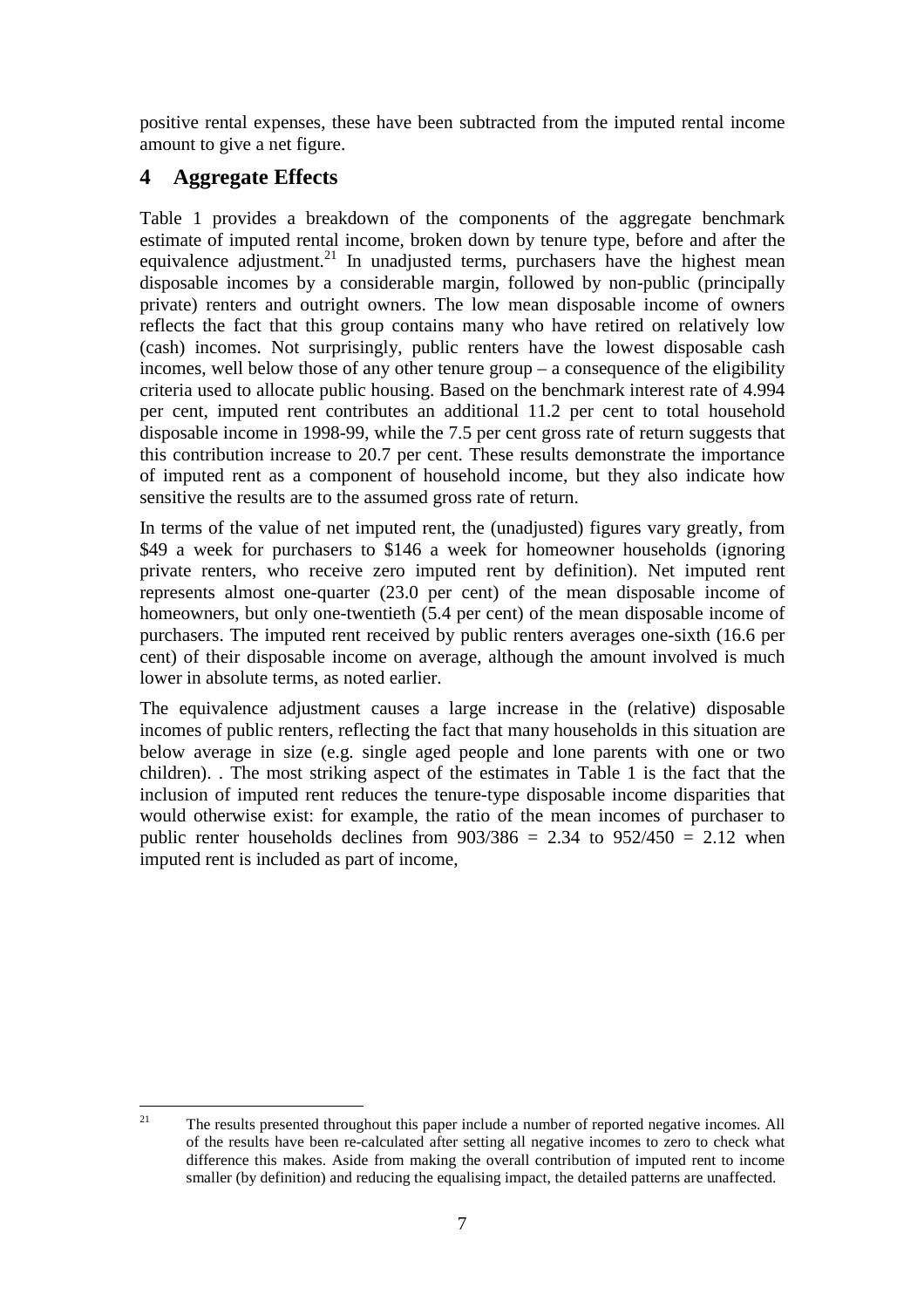positive rental expenses, these have been subtracted from the imputed rental income amount to give a net figure.

# 4 Aggregate Effects

Table 1 provides a breakdown of the components of the aggregate benchmark estimate of imputed rental income, broken down by tenure type, before and after the equivalence adjustment.[21] In unadjusted terms, purchasers have the highest mean disposable incomes by a considerable margin, followed by non-public (principally private) renters and outright owners. The low mean disposable income of owners reflects the fact that this group contains many who have retired on relatively low (cash) incomes. Not surprisingly, public renters have the lowest disposable cash incomes, well below those of any other tenure group – a consequence of the eligibility criteria used to allocate public housing. Based on the benchmark interest rate of 4.994 per cent, imputed rent contributes an additional 11.2 per cent to total household disposable income in 1998-99, while the 7.5 per cent gross rate of return suggests that this contribution increase to 20.7 per cent. These results demonstrate the importance of imputed rent as a component of household income, but they also indicate how sensitive the results are to the assumed gross rate of return.

In terms of the value of net imputed rent, the (unadjusted) figures vary greatly, from \$49 a week for purchasers to \$146 a week for homeowner households (ignoring private renters, who receive zero imputed rent by definition). Net imputed rent represents almost one-quarter (23.0 per cent) of the mean disposable income of homeowners, but only one-twentieth (5.4 per cent) of the mean disposable income of purchasers. The imputed rent received by public renters averages one-sixth (16.6 per cent) of their disposable income on average, although the amount involved is much lower in absolute terms, as noted earlier.

The equivalence adjustment causes a large increase in the (relative) disposable incomes of public renters, reflecting the fact that many households in this situation are below average in size (e.g. single aged people and lone parents with one or two children). . The most striking aspect of the estimates in Table 1 is the fact that the inclusion of imputed rent reduces the tenure-type disposable income disparities that would otherwise exist: for example, the ratio of the mean incomes of purchaser to public renter households declines from $903/386 = 2.34$ to $952/450 = 2.12$ when imputed rent is included as part of income,

---

[21] The results presented throughout this paper include a number of reported negative incomes. All of the results have been re-calculated after setting all negative incomes to zero to check what difference this makes. Aside from making the overall contribution of imputed rent to income smaller (by definition) and reducing the equalising impact, the detailed patterns are unaffected.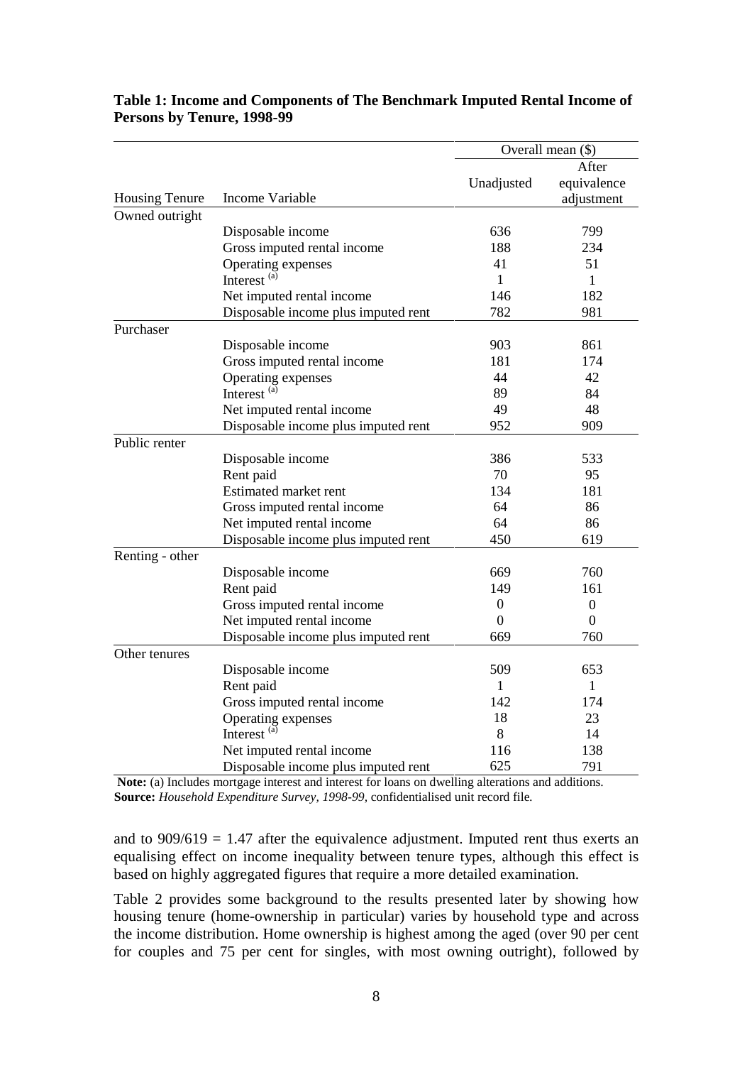**Table 1: Income and Components of The Benchmark Imputed Rental Income of Persons by Tenure, 1998-99**

| | | Overall mean ($) | |
|---|---|---|---|
| Housing Tenure | Income Variable | Unadjusted | After equivalence adjustment |
| Owned outright | | | |
| | Disposable income | 636 | 799 |
| | Gross imputed rental income | 188 | 234 |
| | Operating expenses | 41 | 51 |
| | Interest [(a)] | 1 | 1 |
| | Net imputed rental income | 146 | 182 |
| | Disposable income plus imputed rent | 782 | 981 |
| Purchaser | | | |
| | Disposable income | 903 | 861 |
| | Gross imputed rental income | 181 | 174 |
| | Operating expenses | 44 | 42 |
| | Interest [(a)] | 89 | 84 |
| | Net imputed rental income | 49 | 48 |
| | Disposable income plus imputed rent | 952 | 909 |
| Public renter | | | |
| | Disposable income | 386 | 533 |
| | Rent paid | 70 | 95 |
| | Estimated market rent | 134 | 181 |
| | Gross imputed rental income | 64 | 86 |
| | Net imputed rental income | 64 | 86 |
| | Disposable income plus imputed rent | 450 | 619 |
| Renting - other | | | |
| | Disposable income | 669 | 760 |
| | Rent paid | 149 | 161 |
| | Gross imputed rental income | 0 | 0 |
| | Net imputed rental income | 0 | 0 |
| | Disposable income plus imputed rent | 669 | 760 |
| Other tenures | | | |
| | Disposable income | 509 | 653 |
| | Rent paid | 1 | 1 |
| | Gross imputed rental income | 142 | 174 |
| | Operating expenses | 18 | 23 |
| | Interest [(a)] | 8 | 14 |
| | Net imputed rental income | 116 | 138 |
| | Disposable income plus imputed rent | 625 | 791 |

**Note:** (a) Includes mortgage interest and interest for loans on dwelling alterations and additions.
**Source:** *Household Expenditure Survey, 1998-99,* confidentialised unit record file*.*

and to 909/619 = 1.47 after the equivalence adjustment. Imputed rent thus exerts an equalising effect on income inequality between tenure types, although this effect is based on highly aggregated figures that require a more detailed examination.

Table 2 provides some background to the results presented later by showing how housing tenure (home-ownership in particular) varies by household type and across the income distribution. Home ownership is highest among the aged (over 90 per cent for couples and 75 per cent for singles, with most owning outright), followed by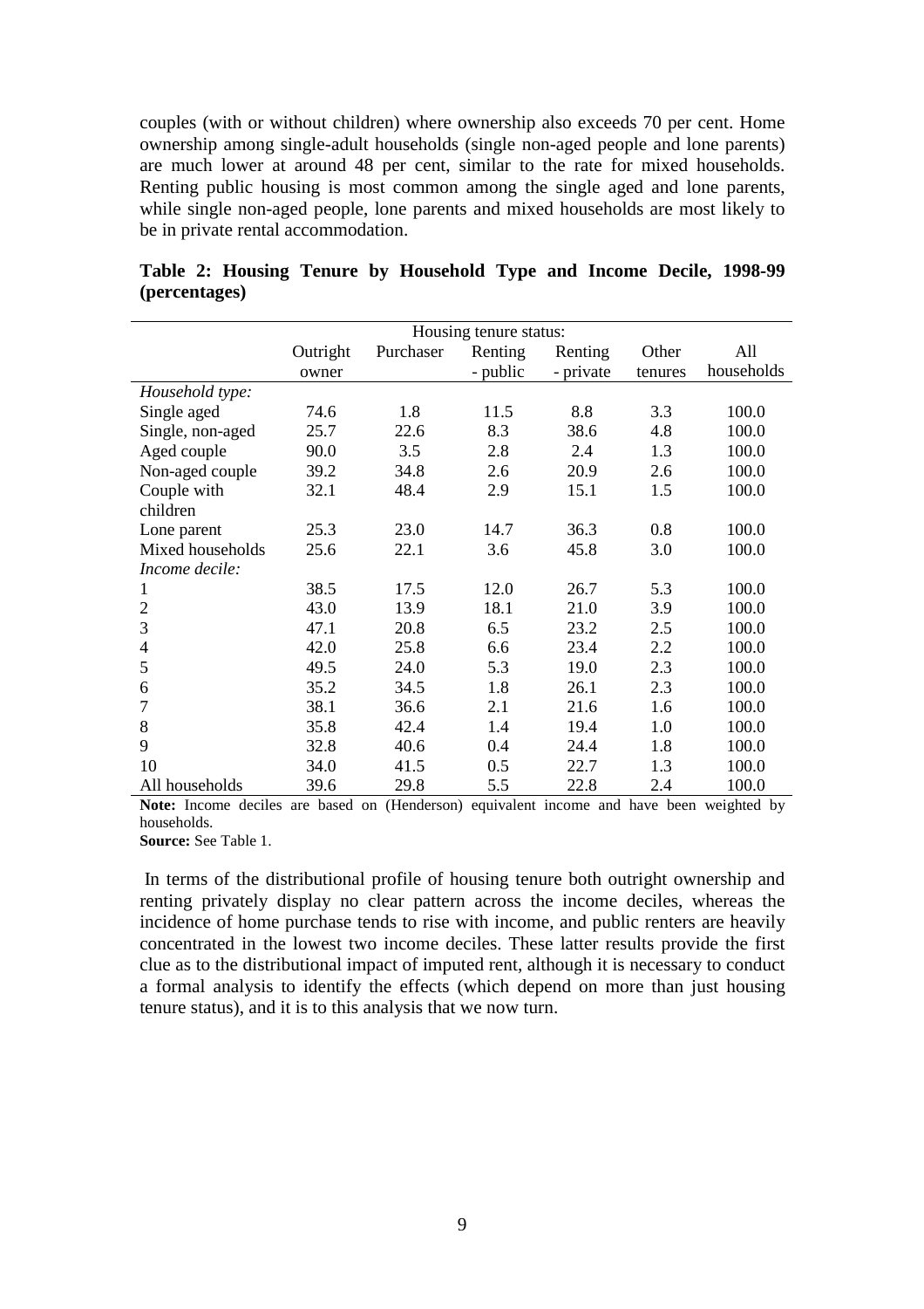couples (with or without children) where ownership also exceeds 70 per cent. Home ownership among single-adult households (single non-aged people and lone parents) are much lower at around 48 per cent, similar to the rate for mixed households. Renting public housing is most common among the single aged and lone parents, while single non-aged people, lone parents and mixed households are most likely to be in private rental accommodation.

**Table 2: Housing Tenure by Household Type and Income Decile, 1998-99 (percentages)**

| | Housing tenure status: | | | | | |
|---|---|---|---|---|---|---|
| | Outright owner | Purchaser | Renting - public | Renting - private | Other tenures | All households |
| *Household type:* | | | | | | |
| Single aged | 74.6 | 1.8 | 11.5 | 8.8 | 3.3 | 100.0 |
| Single, non-aged | 25.7 | 22.6 | 8.3 | 38.6 | 4.8 | 100.0 |
| Aged couple | 90.0 | 3.5 | 2.8 | 2.4 | 1.3 | 100.0 |
| Non-aged couple | 39.2 | 34.8 | 2.6 | 20.9 | 2.6 | 100.0 |
| Couple with children | 32.1 | 48.4 | 2.9 | 15.1 | 1.5 | 100.0 |
| Lone parent | 25.3 | 23.0 | 14.7 | 36.3 | 0.8 | 100.0 |
| Mixed households | 25.6 | 22.1 | 3.6 | 45.8 | 3.0 | 100.0 |
| *Income decile:* | | | | | | |
| 1 | 38.5 | 17.5 | 12.0 | 26.7 | 5.3 | 100.0 |
| 2 | 43.0 | 13.9 | 18.1 | 21.0 | 3.9 | 100.0 |
| 3 | 47.1 | 20.8 | 6.5 | 23.2 | 2.5 | 100.0 |
| 4 | 42.0 | 25.8 | 6.6 | 23.4 | 2.2 | 100.0 |
| 5 | 49.5 | 24.0 | 5.3 | 19.0 | 2.3 | 100.0 |
| 6 | 35.2 | 34.5 | 1.8 | 26.1 | 2.3 | 100.0 |
| 7 | 38.1 | 36.6 | 2.1 | 21.6 | 1.6 | 100.0 |
| 8 | 35.8 | 42.4 | 1.4 | 19.4 | 1.0 | 100.0 |
| 9 | 32.8 | 40.6 | 0.4 | 24.4 | 1.8 | 100.0 |
| 10 | 34.0 | 41.5 | 0.5 | 22.7 | 1.3 | 100.0 |
| All households | 39.6 | 29.8 | 5.5 | 22.8 | 2.4 | 100.0 |

**Note:** Income deciles are based on (Henderson) equivalent income and have been weighted by households.

**Source:** See Table 1.

In terms of the distributional profile of housing tenure both outright ownership and renting privately display no clear pattern across the income deciles, whereas the incidence of home purchase tends to rise with income, and public renters are heavily concentrated in the lowest two income deciles. These latter results provide the first clue as to the distributional impact of imputed rent, although it is necessary to conduct a formal analysis to identify the effects (which depend on more than just housing tenure status), and it is to this analysis that we now turn.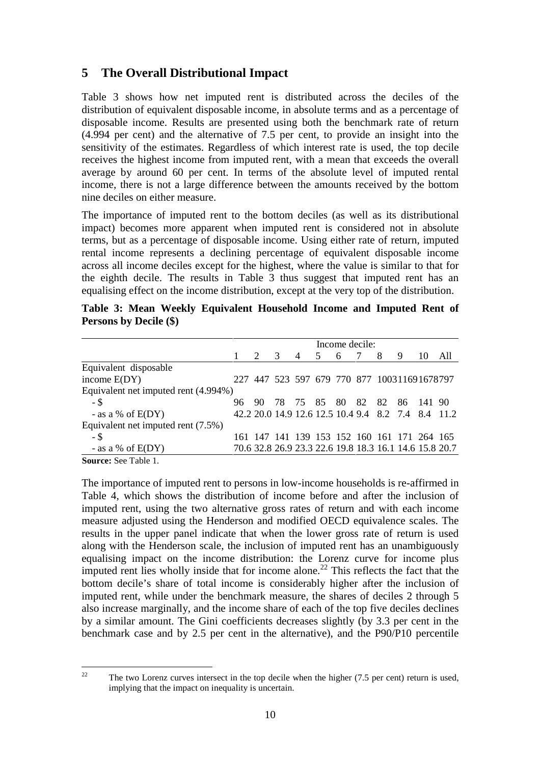## 5 The Overall Distributional Impact

Table 3 shows how net imputed rent is distributed across the deciles of the distribution of equivalent disposable income, in absolute terms and as a percentage of disposable income. Results are presented using both the benchmark rate of return (4.994 per cent) and the alternative of 7.5 per cent, to provide an insight into the sensitivity of the estimates. Regardless of which interest rate is used, the top decile receives the highest income from imputed rent, with a mean that exceeds the overall average by around 60 per cent. In terms of the absolute level of imputed rental income, there is not a large difference between the amounts received by the bottom nine deciles on either measure.

The importance of imputed rent to the bottom deciles (as well as its distributional impact) becomes more apparent when imputed rent is considered not in absolute terms, but as a percentage of disposable income. Using either rate of return, imputed rental income represents a declining percentage of equivalent disposable income across all income deciles except for the highest, where the value is similar to that for the eighth decile. The results in Table 3 thus suggest that imputed rent has an equalising effect on the income distribution, except at the very top of the distribution.

**Table 3: Mean Weekly Equivalent Household Income and Imputed Rent of Persons by Decile ($)**

| | Income decile: | | | | | | | | | | |
|---|---|---|---|---|---|---|---|---|---|---|---|
| | 1 | 2 | 3 | 4 | 5 | 6 | 7 | 8 | 9 | 10 | All |
| Equivalent disposable income E(DY) | 227 | 447 | 523 | 597 | 679 | 770 | 877 | 1003 | 1169 | 1678 | 797 |
| Equivalent net imputed rent (4.994%) | | | | | | | | | | | |
| - $ | 96 | 90 | 78 | 75 | 85 | 80 | 82 | 82 | 86 | 141 | 90 |
| - as a % of E(DY) | 42.2 | 20.0 | 14.9 | 12.6 | 12.5 | 10.4 | 9.4 | 8.2 | 7.4 | 8.4 | 11.2 |
| Equivalent net imputed rent (7.5%) | | | | | | | | | | | |
| - $ | 161 | 147 | 141 | 139 | 153 | 152 | 160 | 161 | 171 | 264 | 165 |
| - as a % of E(DY) | 70.6 | 32.8 | 26.9 | 23.3 | 22.6 | 19.8 | 18.3 | 16.1 | 14.6 | 15.8 | 20.7 |

**Source:** See Table 1.

The importance of imputed rent to persons in low-income households is re-affirmed in Table 4, which shows the distribution of income before and after the inclusion of imputed rent, using the two alternative gross rates of return and with each income measure adjusted using the Henderson and modified OECD equivalence scales. The results in the upper panel indicate that when the lower gross rate of return is used along with the Henderson scale, the inclusion of imputed rent has an unambiguously equalising impact on the income distribution: the Lorenz curve for income plus imputed rent lies wholly inside that for income alone.[22] This reflects the fact that the bottom decile's share of total income is considerably higher after the inclusion of imputed rent, while under the benchmark measure, the shares of deciles 2 through 5 also increase marginally, and the income share of each of the top five deciles declines by a similar amount. The Gini coefficients decreases slightly (by 3.3 per cent in the benchmark case and by 2.5 per cent in the alternative), and the P90/P10 percentile

[22] The two Lorenz curves intersect in the top decile when the higher (7.5 per cent) return is used, implying that the impact on inequality is uncertain.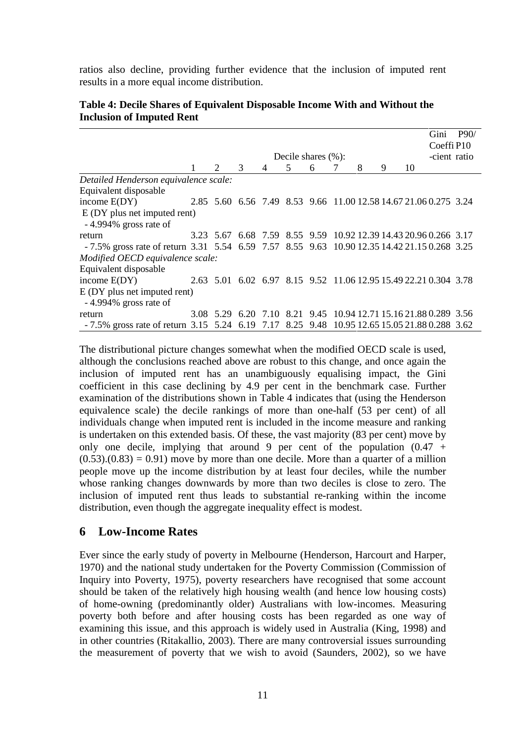ratios also decline, providing further evidence that the inclusion of imputed rent results in a more equal income distribution.

**Table 4: Decile Shares of Equivalent Disposable Income With and Without the Inclusion of Imputed Rent**

| | Decile shares (%): | | | | | | | | | | Gini Coeffi-cient | P90/P10 ratio |
|---|---|---|---|---|---|---|---|---|---|---|---|---|
| | 1 | 2 | 3 | 4 | 5 | 6 | 7 | 8 | 9 | 10 | | |
| *Detailed Henderson equivalence scale:* | | | | | | | | | | | | |
| Equivalent disposable income E(DY) | 2.85 | 5.60 | 6.56 | 7.49 | 8.53 | 9.66 | 11.00 | 12.58 | 14.67 | 21.06 | 0.275 | 3.24 |
| E (DY plus net imputed rent) | | | | | | | | | | | | |
| - 4.994% gross rate of return | 3.23 | 5.67 | 6.68 | 7.59 | 8.55 | 9.59 | 10.92 | 12.39 | 14.43 | 20.96 | 0.266 | 3.17 |
| - 7.5% gross rate of return | 3.31 | 5.54 | 6.59 | 7.57 | 8.55 | 9.63 | 10.90 | 12.35 | 14.42 | 21.15 | 0.268 | 3.25 |
| *Modified OECD equivalence scale:* | | | | | | | | | | | | |
| Equivalent disposable income E(DY) | 2.63 | 5.01 | 6.02 | 6.97 | 8.15 | 9.52 | 11.06 | 12.95 | 15.49 | 22.21 | 0.304 | 3.78 |
| E (DY plus net imputed rent) | | | | | | | | | | | | |
| - 4.994% gross rate of return | 3.08 | 5.29 | 6.20 | 7.10 | 8.21 | 9.45 | 10.94 | 12.71 | 15.16 | 21.88 | 0.289 | 3.56 |
| - 7.5% gross rate of return | 3.15 | 5.24 | 6.19 | 7.17 | 8.25 | 9.48 | 10.95 | 12.65 | 15.05 | 21.88 | 0.288 | 3.62 |

The distributional picture changes somewhat when the modified OECD scale is used, although the conclusions reached above are robust to this change, and once again the inclusion of imputed rent has an unambiguously equalising impact, the Gini coefficient in this case declining by 4.9 per cent in the benchmark case. Further examination of the distributions shown in Table 4 indicates that (using the Henderson equivalence scale) the decile rankings of more than one-half (53 per cent) of all individuals change when imputed rent is included in the income measure and ranking is undertaken on this extended basis. Of these, the vast majority (83 per cent) move by only one decile, implying that around 9 per cent of the population $(0.47 + (0.53).(0.83) = 0.91)$ move by more than one decile. More than a quarter of a million people move up the income distribution by at least four deciles, while the number whose ranking changes downwards by more than two deciles is close to zero. The inclusion of imputed rent thus leads to substantial re-ranking within the income distribution, even though the aggregate inequality effect is modest.

## 6 Low-Income Rates

Ever since the early study of poverty in Melbourne (Henderson, Harcourt and Harper, 1970) and the national study undertaken for the Poverty Commission (Commission of Inquiry into Poverty, 1975), poverty researchers have recognised that some account should be taken of the relatively high housing wealth (and hence low housing costs) of home-owning (predominantly older) Australians with low-incomes. Measuring poverty both before and after housing costs has been regarded as one way of examining this issue, and this approach is widely used in Australia (King, 1998) and in other countries (Ritakallio, 2003). There are many controversial issues surrounding the measurement of poverty that we wish to avoid (Saunders, 2002), so we have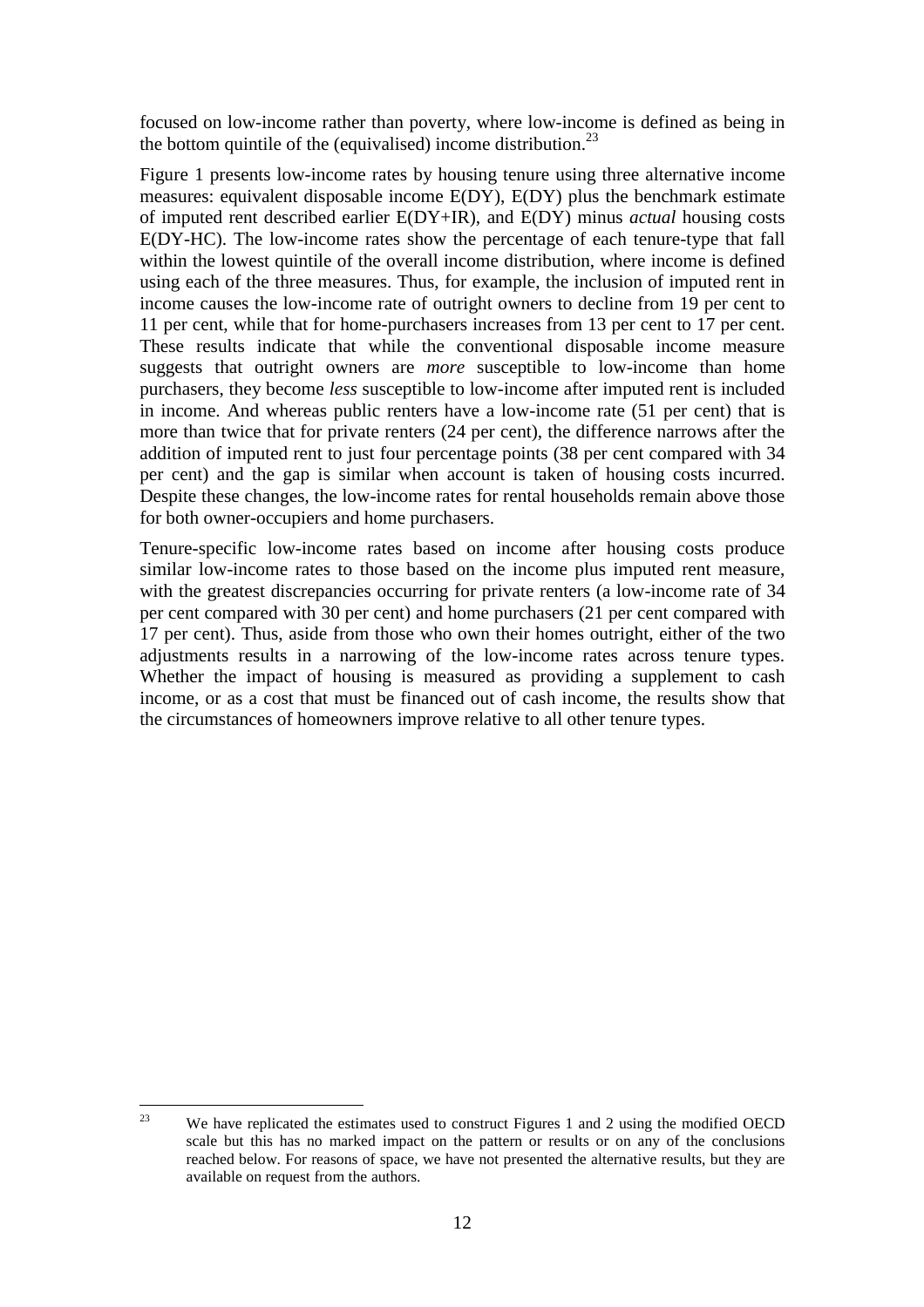focused on low-income rather than poverty, where low-income is defined as being in the bottom quintile of the (equivalised) income distribution.[23]

Figure 1 presents low-income rates by housing tenure using three alternative income measures: equivalent disposable income E(DY), E(DY) plus the benchmark estimate of imputed rent described earlier E(DY+IR), and E(DY) minus *actual* housing costs E(DY-HC). The low-income rates show the percentage of each tenure-type that fall within the lowest quintile of the overall income distribution, where income is defined using each of the three measures. Thus, for example, the inclusion of imputed rent in income causes the low-income rate of outright owners to decline from 19 per cent to 11 per cent, while that for home-purchasers increases from 13 per cent to 17 per cent. These results indicate that while the conventional disposable income measure suggests that outright owners are *more* susceptible to low-income than home purchasers, they become *less* susceptible to low-income after imputed rent is included in income. And whereas public renters have a low-income rate (51 per cent) that is more than twice that for private renters (24 per cent), the difference narrows after the addition of imputed rent to just four percentage points (38 per cent compared with 34 per cent) and the gap is similar when account is taken of housing costs incurred. Despite these changes, the low-income rates for rental households remain above those for both owner-occupiers and home purchasers.

Tenure-specific low-income rates based on income after housing costs produce similar low-income rates to those based on the income plus imputed rent measure, with the greatest discrepancies occurring for private renters (a low-income rate of 34 per cent compared with 30 per cent) and home purchasers (21 per cent compared with 17 per cent). Thus, aside from those who own their homes outright, either of the two adjustments results in a narrowing of the low-income rates across tenure types. Whether the impact of housing is measured as providing a supplement to cash income, or as a cost that must be financed out of cash income, the results show that the circumstances of homeowners improve relative to all other tenure types.

---

[23] We have replicated the estimates used to construct Figures 1 and 2 using the modified OECD scale but this has no marked impact on the pattern or results or on any of the conclusions reached below. For reasons of space, we have not presented the alternative results, but they are available on request from the authors.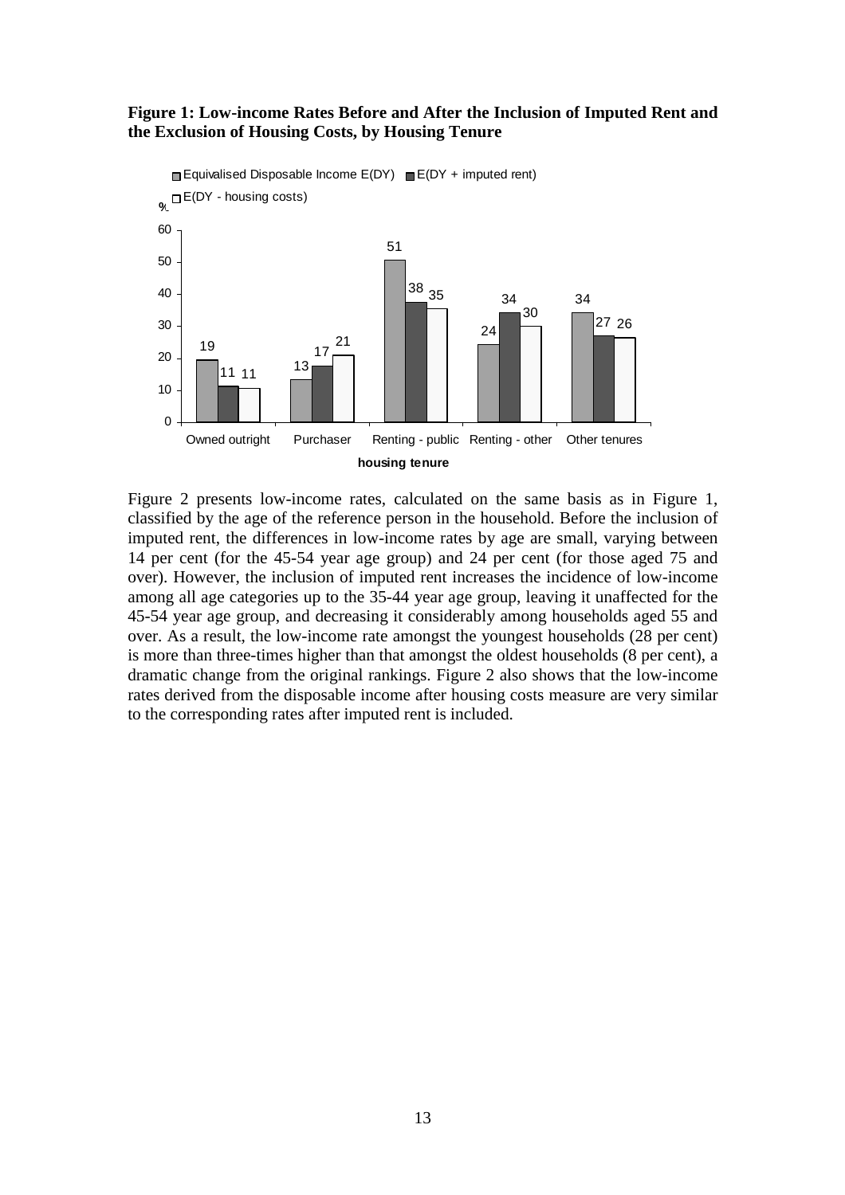**Figure 1: Low-income Rates Before and After the Inclusion of Imputed Rent and the Exclusion of Housing Costs, by Housing Tenure**

| Housing tenure | Equivalised Disposable Income E(DY) | E(DY + imputed rent) | E(DY - housing costs) |
|---|---|---|---|
| Owned outright | 19 | 11 | 11 |
| Purchaser | 13 | 17 | 21 |
| Renting - public | 51 | 38 | 35 |
| Renting - other | 24 | 34 | 30 |
| Other tenures | 34 | 27 | 26 |

Figure 2 presents low-income rates, calculated on the same basis as in Figure 1, classified by the age of the reference person in the household. Before the inclusion of imputed rent, the differences in low-income rates by age are small, varying between 14 per cent (for the 45-54 year age group) and 24 per cent (for those aged 75 and over). However, the inclusion of imputed rent increases the incidence of low-income among all age categories up to the 35-44 year age group, leaving it unaffected for the 45-54 year age group, and decreasing it considerably among households aged 55 and over. As a result, the low-income rate amongst the youngest households (28 per cent) is more than three-times higher than that amongst the oldest households (8 per cent), a dramatic change from the original rankings. Figure 2 also shows that the low-income rates derived from the disposable income after housing costs measure are very similar to the corresponding rates after imputed rent is included.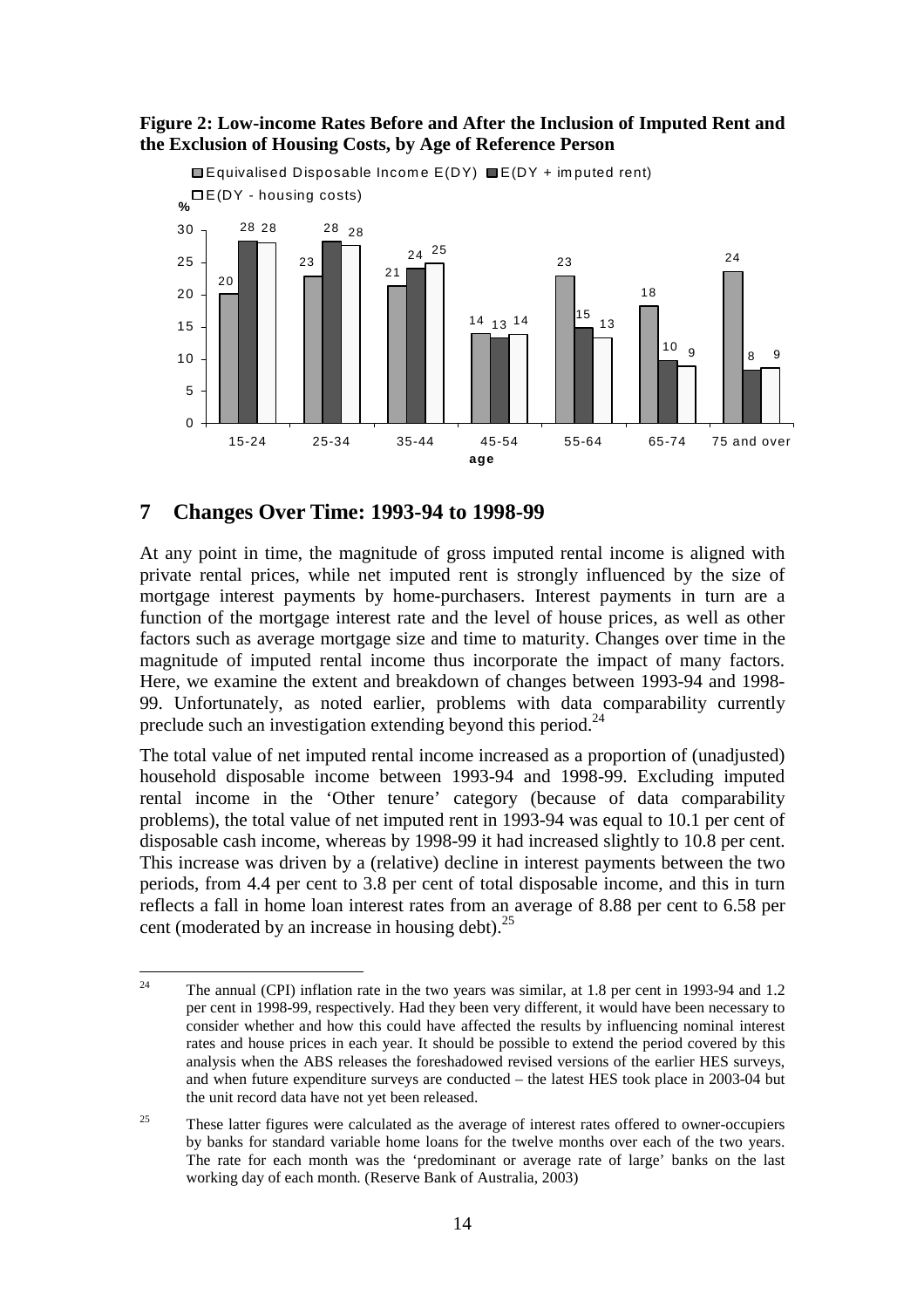**Figure 2: Low-income Rates Before and After the Inclusion of Imputed Rent and the Exclusion of Housing Costs, by Age of Reference Person**

| age | Equivalised Disposable Income E(DY) | E(DY + imputed rent) | E(DY - housing costs) |
|---|---|---|---|
| 15-24 | 20 | 28 | 28 |
| 25-34 | 23 | 28 | 28 |
| 35-44 | 21 | 24 | 25 |
| 45-54 | 14 | 13 | 14 |
| 55-64 | 23 | 15 | 13 |
| 65-74 | 18 | 10 | 9 |
| 75 and over | 24 | 8 | 9 |

## 7 Changes Over Time: 1993-94 to 1998-99

At any point in time, the magnitude of gross imputed rental income is aligned with private rental prices, while net imputed rent is strongly influenced by the size of mortgage interest payments by home-purchasers. Interest payments in turn are a function of the mortgage interest rate and the level of house prices, as well as other factors such as average mortgage size and time to maturity. Changes over time in the magnitude of imputed rental income thus incorporate the impact of many factors. Here, we examine the extent and breakdown of changes between 1993-94 and 1998-99. Unfortunately, as noted earlier, problems with data comparability currently preclude such an investigation extending beyond this period.[24]

The total value of net imputed rental income increased as a proportion of (unadjusted) household disposable income between 1993-94 and 1998-99. Excluding imputed rental income in the 'Other tenure' category (because of data comparability problems), the total value of net imputed rent in 1993-94 was equal to 10.1 per cent of disposable cash income, whereas by 1998-99 it had increased slightly to 10.8 per cent. This increase was driven by a (relative) decline in interest payments between the two periods, from 4.4 per cent to 3.8 per cent of total disposable income, and this in turn reflects a fall in home loan interest rates from an average of 8.88 per cent to 6.58 per cent (moderated by an increase in housing debt).[25]

---

[24] The annual (CPI) inflation rate in the two years was similar, at 1.8 per cent in 1993-94 and 1.2 per cent in 1998-99, respectively. Had they been very different, it would have been necessary to consider whether and how this could have affected the results by influencing nominal interest rates and house prices in each year. It should be possible to extend the period covered by this analysis when the ABS releases the foreshadowed revised versions of the earlier HES surveys, and when future expenditure surveys are conducted – the latest HES took place in 2003-04 but the unit record data have not yet been released.

[25] These latter figures were calculated as the average of interest rates offered to owner-occupiers by banks for standard variable home loans for the twelve months over each of the two years. The rate for each month was the 'predominant or average rate of large' banks on the last working day of each month. (Reserve Bank of Australia, 2003)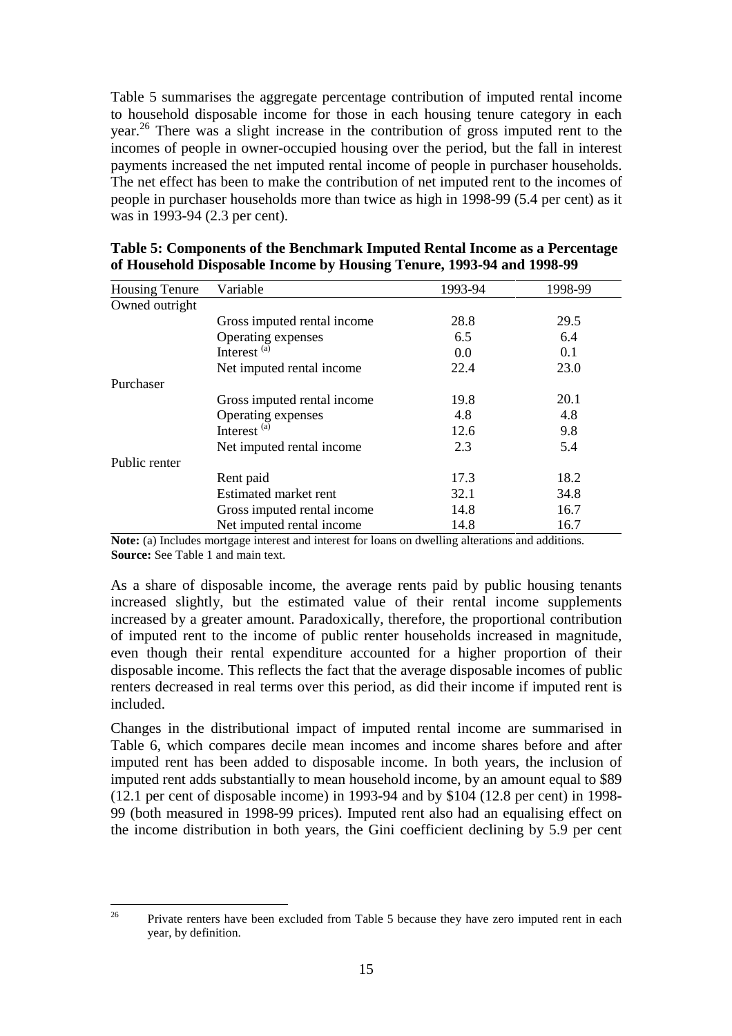Table 5 summarises the aggregate percentage contribution of imputed rental income to household disposable income for those in each housing tenure category in each year.[26] There was a slight increase in the contribution of gross imputed rent to the incomes of people in owner-occupied housing over the period, but the fall in interest payments increased the net imputed rental income of people in purchaser households. The net effect has been to make the contribution of net imputed rent to the incomes of people in purchaser households more than twice as high in 1998-99 (5.4 per cent) as it was in 1993-94 (2.3 per cent).

**Table 5: Components of the Benchmark Imputed Rental Income as a Percentage of Household Disposable Income by Housing Tenure, 1993-94 and 1998-99**

| Housing Tenure | Variable | 1993-94 | 1998-99 |
|---|---|---|---|
| Owned outright | | | |
| | Gross imputed rental income | 28.8 | 29.5 |
| | Operating expenses | 6.5 | 6.4 |
| | Interest [(a)] | 0.0 | 0.1 |
| | Net imputed rental income | 22.4 | 23.0 |
| Purchaser | | | |
| | Gross imputed rental income | 19.8 | 20.1 |
| | Operating expenses | 4.8 | 4.8 |
| | Interest [(a)] | 12.6 | 9.8 |
| | Net imputed rental income | 2.3 | 5.4 |
| Public renter | | | |
| | Rent paid | 17.3 | 18.2 |
| | Estimated market rent | 32.1 | 34.8 |
| | Gross imputed rental income | 14.8 | 16.7 |
| | Net imputed rental income | 14.8 | 16.7 |

**Note:** (a) Includes mortgage interest and interest for loans on dwelling alterations and additions.
**Source:** See Table 1 and main text.

As a share of disposable income, the average rents paid by public housing tenants increased slightly, but the estimated value of their rental income supplements increased by a greater amount. Paradoxically, therefore, the proportional contribution of imputed rent to the income of public renter households increased in magnitude, even though their rental expenditure accounted for a higher proportion of their disposable income. This reflects the fact that the average disposable incomes of public renters decreased in real terms over this period, as did their income if imputed rent is included.

Changes in the distributional impact of imputed rental income are summarised in Table 6, which compares decile mean incomes and income shares before and after imputed rent has been added to disposable income. In both years, the inclusion of imputed rent adds substantially to mean household income, by an amount equal to $89 (12.1 per cent of disposable income) in 1993-94 and by $104 (12.8 per cent) in 1998-99 (both measured in 1998-99 prices). Imputed rent also had an equalising effect on the income distribution in both years, the Gini coefficient declining by 5.9 per cent

[26] Private renters have been excluded from Table 5 because they have zero imputed rent in each year, by definition.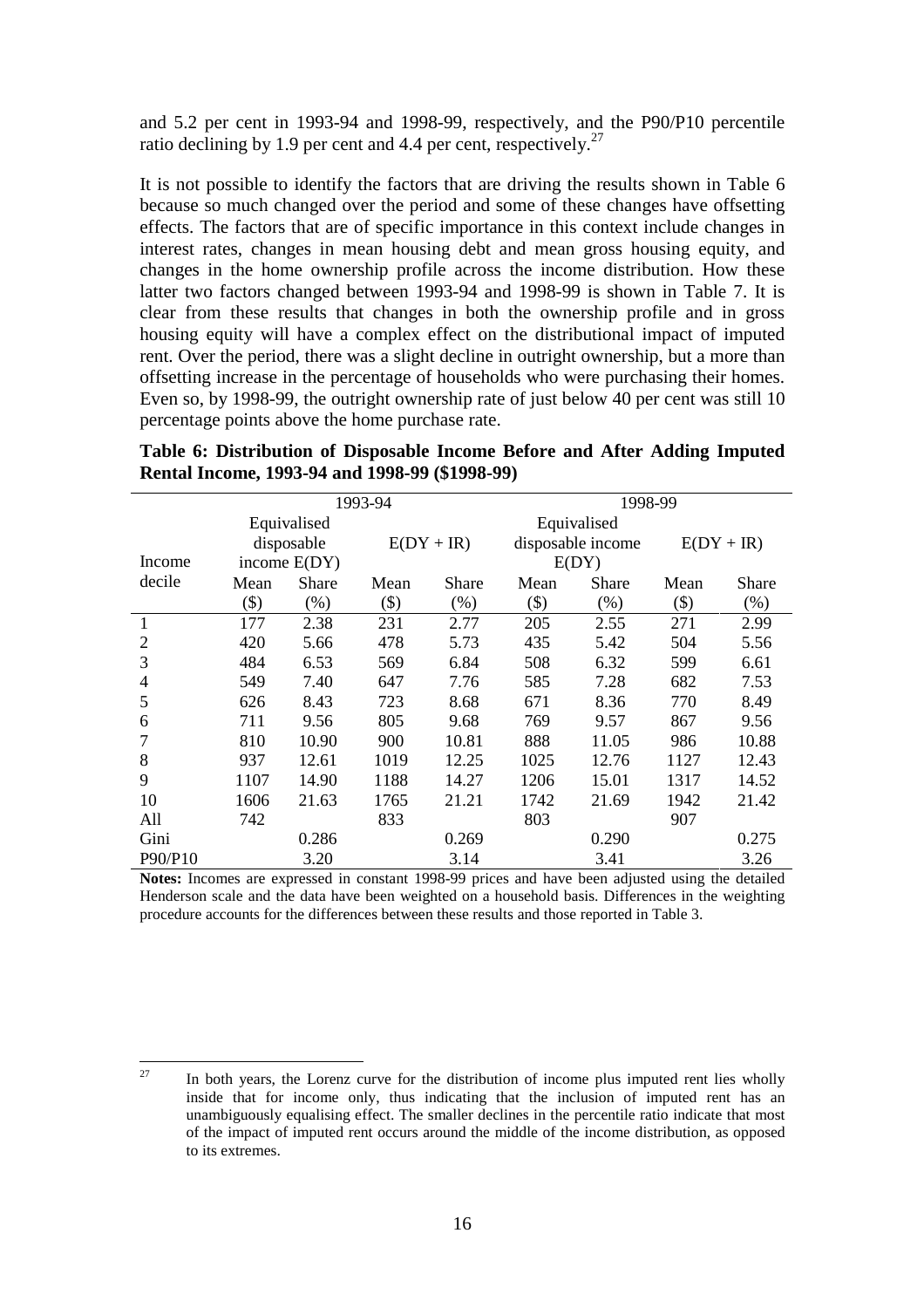and 5.2 per cent in 1993-94 and 1998-99, respectively, and the P90/P10 percentile ratio declining by 1.9 per cent and 4.4 per cent, respectively.[27]

It is not possible to identify the factors that are driving the results shown in Table 6 because so much changed over the period and some of these changes have offsetting effects. The factors that are of specific importance in this context include changes in interest rates, changes in mean housing debt and mean gross housing equity, and changes in the home ownership profile across the income distribution. How these latter two factors changed between 1993-94 and 1998-99 is shown in Table 7. It is clear from these results that changes in both the ownership profile and in gross housing equity will have a complex effect on the distributional impact of imputed rent. Over the period, there was a slight decline in outright ownership, but a more than offsetting increase in the percentage of households who were purchasing their homes. Even so, by 1998-99, the outright ownership rate of just below 40 per cent was still 10 percentage points above the home purchase rate.

**Table 6: Distribution of Disposable Income Before and After Adding Imputed Rental Income, 1993-94 and 1998-99 ($1998-99)**

| Income decile | 1993-94 | | | | 1998-99 | | | |
|---|---|---|---|---|---|---|---|---|
| | Equivalised disposable income E(DY) | | E(DY + IR) | | Equivalised disposable income E(DY) | | E(DY + IR) | |
| | Mean ($) | Share (%) | Mean ($) | Share (%) | Mean ($) | Share (%) | Mean ($) | Share (%) |
| 1 | 177 | 2.38 | 231 | 2.77 | 205 | 2.55 | 271 | 2.99 |
| 2 | 420 | 5.66 | 478 | 5.73 | 435 | 5.42 | 504 | 5.56 |
| 3 | 484 | 6.53 | 569 | 6.84 | 508 | 6.32 | 599 | 6.61 |
| 4 | 549 | 7.40 | 647 | 7.76 | 585 | 7.28 | 682 | 7.53 |
| 5 | 626 | 8.43 | 723 | 8.68 | 671 | 8.36 | 770 | 8.49 |
| 6 | 711 | 9.56 | 805 | 9.68 | 769 | 9.57 | 867 | 9.56 |
| 7 | 810 | 10.90 | 900 | 10.81 | 888 | 11.05 | 986 | 10.88 |
| 8 | 937 | 12.61 | 1019 | 12.25 | 1025 | 12.76 | 1127 | 12.43 |
| 9 | 1107 | 14.90 | 1188 | 14.27 | 1206 | 15.01 | 1317 | 14.52 |
| 10 | 1606 | 21.63 | 1765 | 21.21 | 1742 | 21.69 | 1942 | 21.42 |
| All | 742 | | 833 | | 803 | | 907 | |
| Gini | | 0.286 | | 0.269 | | 0.290 | | 0.275 |
| P90/P10 | | 3.20 | | 3.14 | | 3.41 | | 3.26 |

**Notes:** Incomes are expressed in constant 1998-99 prices and have been adjusted using the detailed Henderson scale and the data have been weighted on a household basis. Differences in the weighting procedure accounts for the differences between these results and those reported in Table 3.

[27] In both years, the Lorenz curve for the distribution of income plus imputed rent lies wholly inside that for income only, thus indicating that the inclusion of imputed rent has an unambiguously equalising effect. The smaller declines in the percentile ratio indicate that most of the impact of imputed rent occurs around the middle of the income distribution, as opposed to its extremes.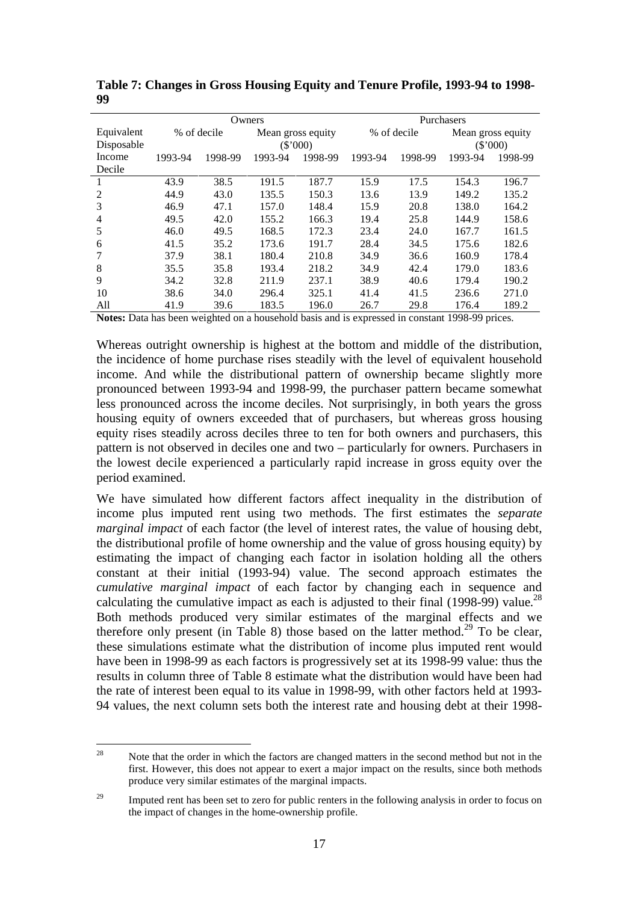**Table 7: Changes in Gross Housing Equity and Tenure Profile, 1993-94 to 1998-99**

| Equivalent Disposable Income Decile | Owners | | | | Purchasers | | | |
|---|---|---|---|---|---|---|---|---|
| | % of decile | | Mean gross equity ($'000) | | % of decile | | Mean gross equity ($'000) | |
| | 1993-94 | 1998-99 | 1993-94 | 1998-99 | 1993-94 | 1998-99 | 1993-94 | 1998-99 |
| 1 | 43.9 | 38.5 | 191.5 | 187.7 | 15.9 | 17.5 | 154.3 | 196.7 |
| 2 | 44.9 | 43.0 | 135.5 | 150.3 | 13.6 | 13.9 | 149.2 | 135.2 |
| 3 | 46.9 | 47.1 | 157.0 | 148.4 | 15.9 | 20.8 | 138.0 | 164.2 |
| 4 | 49.5 | 42.0 | 155.2 | 166.3 | 19.4 | 25.8 | 144.9 | 158.6 |
| 5 | 46.0 | 49.5 | 168.5 | 172.3 | 23.4 | 24.0 | 167.7 | 161.5 |
| 6 | 41.5 | 35.2 | 173.6 | 191.7 | 28.4 | 34.5 | 175.6 | 182.6 |
| 7 | 37.9 | 38.1 | 180.4 | 210.8 | 34.9 | 36.6 | 160.9 | 178.4 |
| 8 | 35.5 | 35.8 | 193.4 | 218.2 | 34.9 | 42.4 | 179.0 | 183.6 |
| 9 | 34.2 | 32.8 | 211.9 | 237.1 | 38.9 | 40.6 | 179.4 | 190.2 |
| 10 | 38.6 | 34.0 | 296.4 | 325.1 | 41.4 | 41.5 | 236.6 | 271.0 |
| All | 41.9 | 39.6 | 183.5 | 196.0 | 26.7 | 29.8 | 176.4 | 189.2 |

**Notes:** Data has been weighted on a household basis and is expressed in constant 1998-99 prices.

Whereas outright ownership is highest at the bottom and middle of the distribution, the incidence of home purchase rises steadily with the level of equivalent household income. And while the distributional pattern of ownership became slightly more pronounced between 1993-94 and 1998-99, the purchaser pattern became somewhat less pronounced across the income deciles. Not surprisingly, in both years the gross housing equity of owners exceeded that of purchasers, but whereas gross housing equity rises steadily across deciles three to ten for both owners and purchasers, this pattern is not observed in deciles one and two – particularly for owners. Purchasers in the lowest decile experienced a particularly rapid increase in gross equity over the period examined.

We have simulated how different factors affect inequality in the distribution of income plus imputed rent using two methods. The first estimates the *separate marginal impact* of each factor (the level of interest rates, the value of housing debt, the distributional profile of home ownership and the value of gross housing equity) by estimating the impact of changing each factor in isolation holding all the others constant at their initial (1993-94) value. The second approach estimates the *cumulative marginal impact* of each factor by changing each in sequence and calculating the cumulative impact as each is adjusted to their final (1998-99) value.[28] Both methods produced very similar estimates of the marginal effects and we therefore only present (in Table 8) those based on the latter method.[29] To be clear, these simulations estimate what the distribution of income plus imputed rent would have been in 1998-99 as each factors is progressively set at its 1998-99 value: thus the results in column three of Table 8 estimate what the distribution would have been had the rate of interest been equal to its value in 1998-99, with other factors held at 1993-94 values, the next column sets both the interest rate and housing debt at their 1998-

[28] Note that the order in which the factors are changed matters in the second method but not in the first. However, this does not appear to exert a major impact on the results, since both methods produce very similar estimates of the marginal impacts.

[29] Imputed rent has been set to zero for public renters in the following analysis in order to focus on the impact of changes in the home-ownership profile.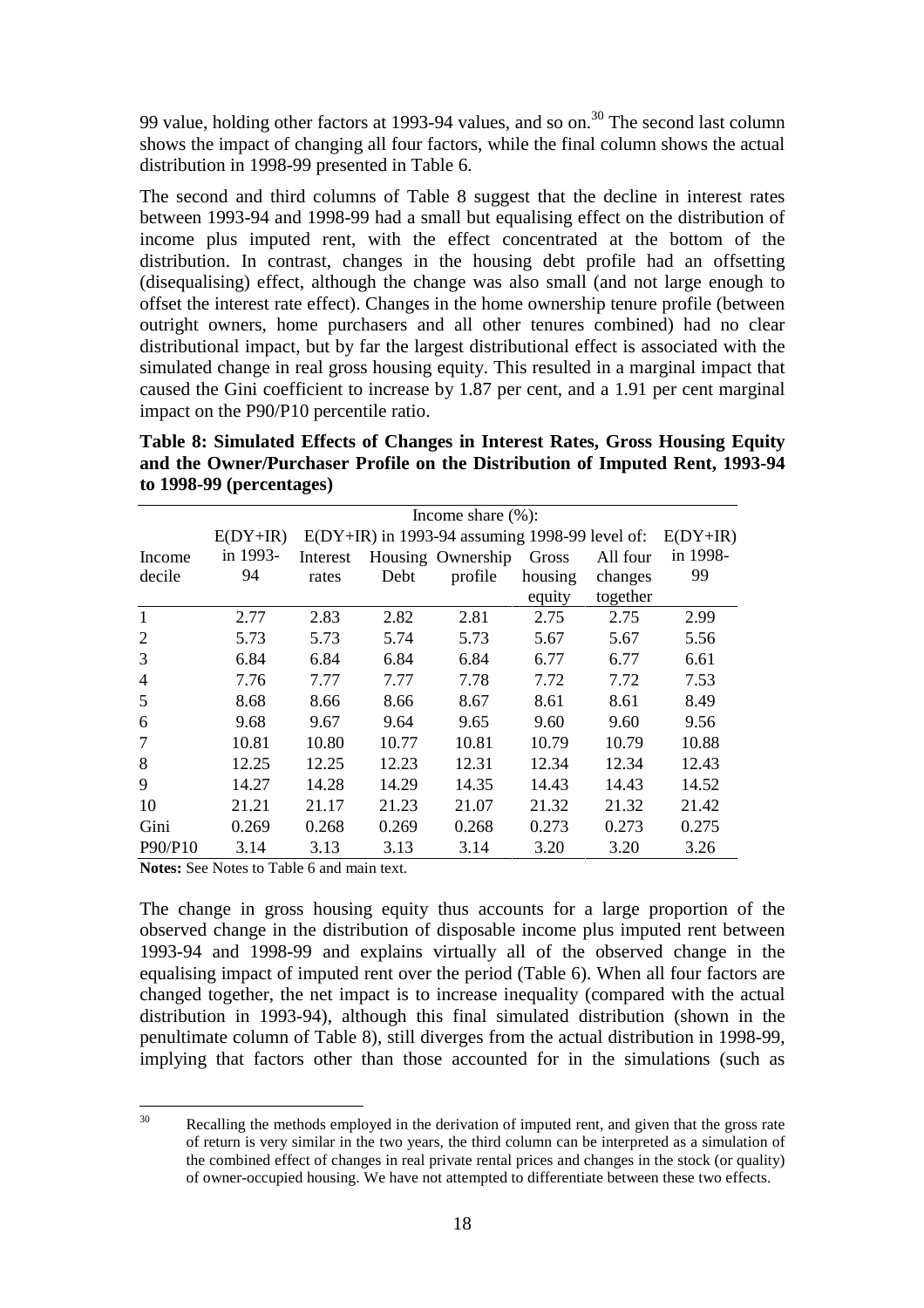99 value, holding other factors at 1993-94 values, and so on.[30] The second last column shows the impact of changing all four factors, while the final column shows the actual distribution in 1998-99 presented in Table 6.

The second and third columns of Table 8 suggest that the decline in interest rates between 1993-94 and 1998-99 had a small but equalising effect on the distribution of income plus imputed rent, with the effect concentrated at the bottom of the distribution. In contrast, changes in the housing debt profile had an offsetting (disequalising) effect, although the change was also small (and not large enough to offset the interest rate effect). Changes in the home ownership tenure profile (between outright owners, home purchasers and all other tenures combined) had no clear distributional impact, but by far the largest distributional effect is associated with the simulated change in real gross housing equity. This resulted in a marginal impact that caused the Gini coefficient to increase by 1.87 per cent, and a 1.91 per cent marginal impact on the P90/P10 percentile ratio.

**Table 8: Simulated Effects of Changes in Interest Rates, Gross Housing Equity and the Owner/Purchaser Profile on the Distribution of Imputed Rent, 1993-94 to 1998-99 (percentages)**

| | Income share (%): | | | | | | |
|---|---|---|---|---|---|---|---|
| | E(DY+IR) | E(DY+IR) in 1993-94 assuming 1998-99 level of: | | | | | E(DY+IR) |
| Income decile | in 1993-94 | Interest rates | Housing Debt | Ownership profile | Gross housing equity | All four changes together | in 1998-99 |
| 1 | 2.77 | 2.83 | 2.82 | 2.81 | 2.75 | 2.75 | 2.99 |
| 2 | 5.73 | 5.73 | 5.74 | 5.73 | 5.67 | 5.67 | 5.56 |
| 3 | 6.84 | 6.84 | 6.84 | 6.84 | 6.77 | 6.77 | 6.61 |
| 4 | 7.76 | 7.77 | 7.77 | 7.78 | 7.72 | 7.72 | 7.53 |
| 5 | 8.68 | 8.66 | 8.66 | 8.67 | 8.61 | 8.61 | 8.49 |
| 6 | 9.68 | 9.67 | 9.64 | 9.65 | 9.60 | 9.60 | 9.56 |
| 7 | 10.81 | 10.80 | 10.77 | 10.81 | 10.79 | 10.79 | 10.88 |
| 8 | 12.25 | 12.25 | 12.23 | 12.31 | 12.34 | 12.34 | 12.43 |
| 9 | 14.27 | 14.28 | 14.29 | 14.35 | 14.43 | 14.43 | 14.52 |
| 10 | 21.21 | 21.17 | 21.23 | 21.07 | 21.32 | 21.32 | 21.42 |
| Gini | 0.269 | 0.268 | 0.269 | 0.268 | 0.273 | 0.273 | 0.275 |
| P90/P10 | 3.14 | 3.13 | 3.13 | 3.14 | 3.20 | 3.20 | 3.26 |

**Notes:** See Notes to Table 6 and main text.

The change in gross housing equity thus accounts for a large proportion of the observed change in the distribution of disposable income plus imputed rent between 1993-94 and 1998-99 and explains virtually all of the observed change in the equalising impact of imputed rent over the period (Table 6). When all four factors are changed together, the net impact is to increase inequality (compared with the actual distribution in 1993-94), although this final simulated distribution (shown in the penultimate column of Table 8), still diverges from the actual distribution in 1998-99, implying that factors other than those accounted for in the simulations (such as

[30] Recalling the methods employed in the derivation of imputed rent, and given that the gross rate of return is very similar in the two years, the third column can be interpreted as a simulation of the combined effect of changes in real private rental prices and changes in the stock (or quality) of owner-occupied housing. We have not attempted to differentiate between these two effects.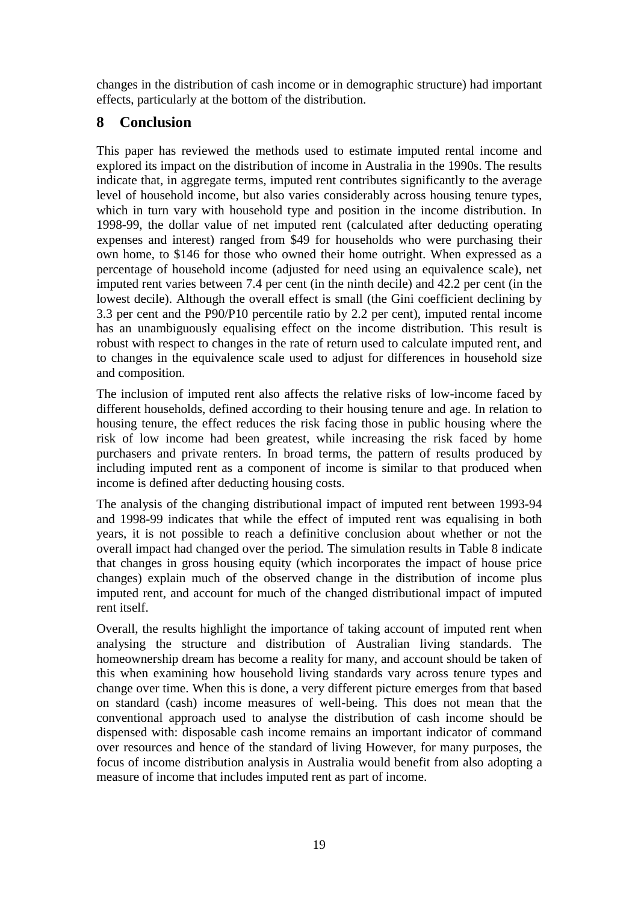changes in the distribution of cash income or in demographic structure) had important effects, particularly at the bottom of the distribution.

## 8 Conclusion

This paper has reviewed the methods used to estimate imputed rental income and explored its impact on the distribution of income in Australia in the 1990s. The results indicate that, in aggregate terms, imputed rent contributes significantly to the average level of household income, but also varies considerably across housing tenure types, which in turn vary with household type and position in the income distribution. In 1998-99, the dollar value of net imputed rent (calculated after deducting operating expenses and interest) ranged from $49 for households who were purchasing their own home, to $146 for those who owned their home outright. When expressed as a percentage of household income (adjusted for need using an equivalence scale), net imputed rent varies between 7.4 per cent (in the ninth decile) and 42.2 per cent (in the lowest decile). Although the overall effect is small (the Gini coefficient declining by 3.3 per cent and the P90/P10 percentile ratio by 2.2 per cent), imputed rental income has an unambiguously equalising effect on the income distribution. This result is robust with respect to changes in the rate of return used to calculate imputed rent, and to changes in the equivalence scale used to adjust for differences in household size and composition.

The inclusion of imputed rent also affects the relative risks of low-income faced by different households, defined according to their housing tenure and age. In relation to housing tenure, the effect reduces the risk facing those in public housing where the risk of low income had been greatest, while increasing the risk faced by home purchasers and private renters. In broad terms, the pattern of results produced by including imputed rent as a component of income is similar to that produced when income is defined after deducting housing costs.

The analysis of the changing distributional impact of imputed rent between 1993-94 and 1998-99 indicates that while the effect of imputed rent was equalising in both years, it is not possible to reach a definitive conclusion about whether or not the overall impact had changed over the period. The simulation results in Table 8 indicate that changes in gross housing equity (which incorporates the impact of house price changes) explain much of the observed change in the distribution of income plus imputed rent, and account for much of the changed distributional impact of imputed rent itself.

Overall, the results highlight the importance of taking account of imputed rent when analysing the structure and distribution of Australian living standards. The homeownership dream has become a reality for many, and account should be taken of this when examining how household living standards vary across tenure types and change over time. When this is done, a very different picture emerges from that based on standard (cash) income measures of well-being. This does not mean that the conventional approach used to analyse the distribution of cash income should be dispensed with: disposable cash income remains an important indicator of command over resources and hence of the standard of living However, for many purposes, the focus of income distribution analysis in Australia would benefit from also adopting a measure of income that includes imputed rent as part of income.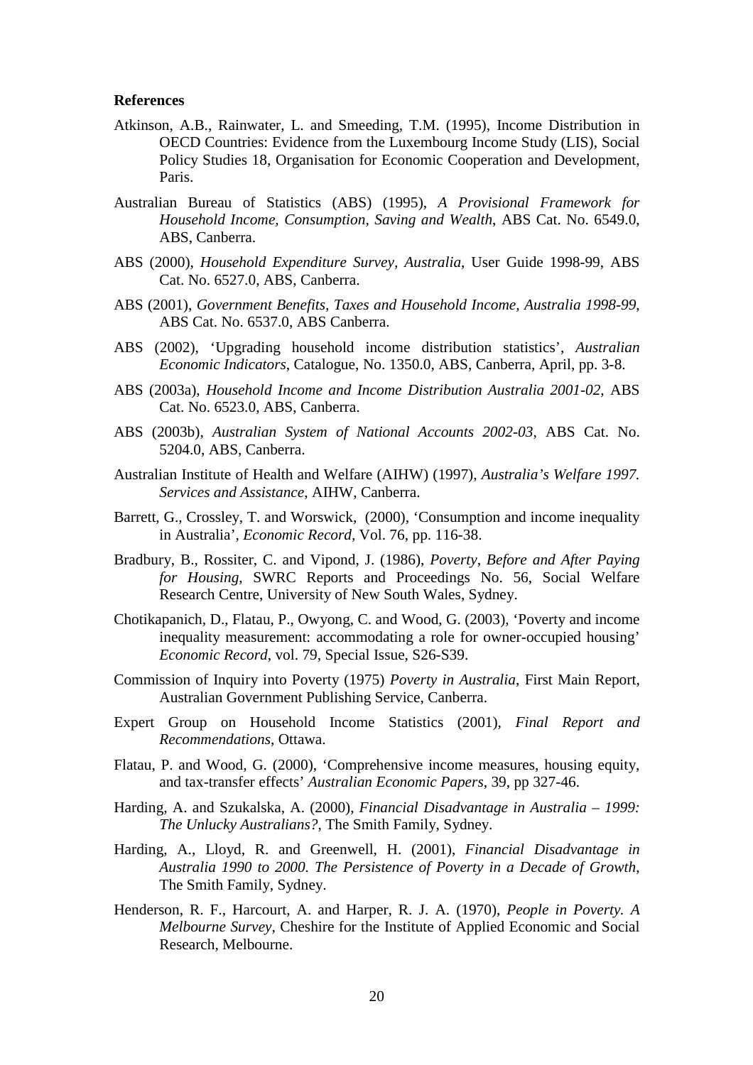**References**

Atkinson, A.B., Rainwater, L. and Smeeding, T.M. (1995), Income Distribution in OECD Countries: Evidence from the Luxembourg Income Study (LIS), Social Policy Studies 18, Organisation for Economic Cooperation and Development, Paris.

Australian Bureau of Statistics (ABS) (1995), *A Provisional Framework for Household Income, Consumption, Saving and Wealth*, ABS Cat. No. 6549.0, ABS, Canberra.

ABS (2000), *Household Expenditure Survey, Australia*, User Guide 1998-99, ABS Cat. No. 6527.0, ABS, Canberra.

ABS (2001), *Government Benefits, Taxes and Household Income, Australia 1998-99*, ABS Cat. No. 6537.0, ABS Canberra.

ABS (2002), 'Upgrading household income distribution statistics', *Australian Economic Indicators*, Catalogue, No. 1350.0, ABS, Canberra, April, pp. 3-8.

ABS (2003a), *Household Income and Income Distribution Australia 2001-02*, ABS Cat. No. 6523.0, ABS, Canberra.

ABS (2003b), *Australian System of National Accounts 2002-03*, ABS Cat. No. 5204.0, ABS, Canberra.

Australian Institute of Health and Welfare (AIHW) (1997), *Australia's Welfare 1997. Services and Assistance*, AIHW, Canberra.

Barrett, G., Crossley, T. and Worswick, (2000), 'Consumption and income inequality in Australia', *Economic Record*, Vol. 76, pp. 116-38.

Bradbury, B., Rossiter, C. and Vipond, J. (1986), *Poverty, Before and After Paying for Housing*, SWRC Reports and Proceedings No. 56, Social Welfare Research Centre, University of New South Wales, Sydney.

Chotikapanich, D., Flatau, P., Owyong, C. and Wood, G. (2003), 'Poverty and income inequality measurement: accommodating a role for owner-occupied housing' *Economic Record*, vol. 79, Special Issue, S26-S39.

Commission of Inquiry into Poverty (1975) *Poverty in Australia*, First Main Report, Australian Government Publishing Service, Canberra.

Expert Group on Household Income Statistics (2001), *Final Report and Recommendations*, Ottawa.

Flatau, P. and Wood, G. (2000), 'Comprehensive income measures, housing equity, and tax-transfer effects' *Australian Economic Papers*, 39, pp 327-46.

Harding, A. and Szukalska, A. (2000), *Financial Disadvantage in Australia – 1999: The Unlucky Australians?*, The Smith Family, Sydney.

Harding, A., Lloyd, R. and Greenwell, H. (2001), *Financial Disadvantage in Australia 1990 to 2000. The Persistence of Poverty in a Decade of Growth*, The Smith Family, Sydney.

Henderson, R. F., Harcourt, A. and Harper, R. J. A. (1970), *People in Poverty. A Melbourne Survey*, Cheshire for the Institute of Applied Economic and Social Research, Melbourne.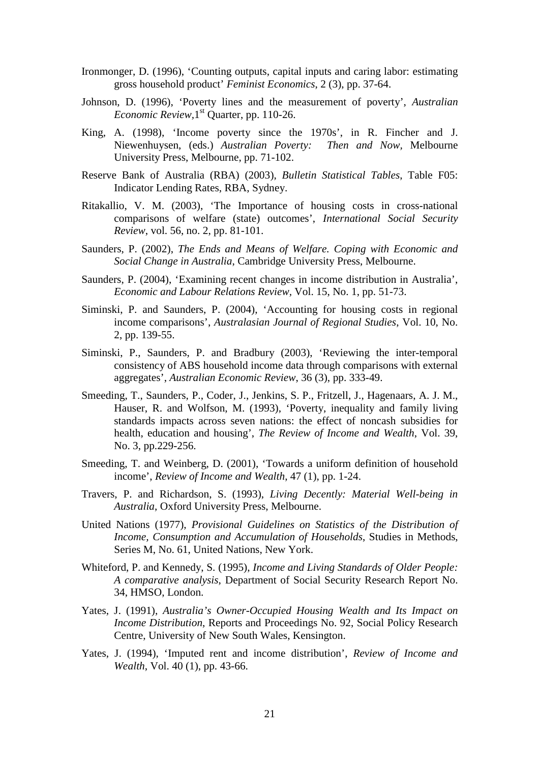Ironmonger, D. (1996), 'Counting outputs, capital inputs and caring labor: estimating gross household product' *Feminist Economics*, 2 (3), pp. 37-64.

Johnson, D. (1996), 'Poverty lines and the measurement of poverty', *Australian Economic Review*,1st Quarter, pp. 110-26.

King, A. (1998), 'Income poverty since the 1970s', in R. Fincher and J. Niewenhuysen, (eds.) *Australian Poverty: Then and Now*, Melbourne University Press, Melbourne, pp. 71-102.

Reserve Bank of Australia (RBA) (2003), *Bulletin Statistical Tables*, Table F05: Indicator Lending Rates, RBA, Sydney.

Ritakallio, V. M. (2003), 'The Importance of housing costs in cross-national comparisons of welfare (state) outcomes', *International Social Security Review*, vol. 56, no. 2, pp. 81-101.

Saunders, P. (2002), *The Ends and Means of Welfare. Coping with Economic and Social Change in Australia*, Cambridge University Press, Melbourne.

Saunders, P. (2004), 'Examining recent changes in income distribution in Australia', *Economic and Labour Relations Review*, Vol. 15, No. 1, pp. 51-73.

Siminski, P. and Saunders, P. (2004), 'Accounting for housing costs in regional income comparisons', *Australasian Journal of Regional Studies*, Vol. 10, No. 2, pp. 139-55.

Siminski, P., Saunders, P. and Bradbury (2003), 'Reviewing the inter-temporal consistency of ABS household income data through comparisons with external aggregates', *Australian Economic Review*, 36 (3), pp. 333-49.

Smeeding, T., Saunders, P., Coder, J., Jenkins, S. P., Fritzell, J., Hagenaars, A. J. M., Hauser, R. and Wolfson, M. (1993), 'Poverty, inequality and family living standards impacts across seven nations: the effect of noncash subsidies for health, education and housing', *The Review of Income and Wealth*, Vol. 39, No. 3, pp.229-256.

Smeeding, T. and Weinberg, D. (2001), 'Towards a uniform definition of household income', *Review of Income and Wealth*, 47 (1), pp. 1-24.

Travers, P. and Richardson, S. (1993), *Living Decently: Material Well-being in Australia*, Oxford University Press, Melbourne.

United Nations (1977), *Provisional Guidelines on Statistics of the Distribution of Income, Consumption and Accumulation of Households*, Studies in Methods, Series M, No. 61, United Nations, New York.

Whiteford, P. and Kennedy, S. (1995), *Income and Living Standards of Older People: A comparative analysis*, Department of Social Security Research Report No. 34, HMSO, London.

Yates, J. (1991), *Australia's Owner-Occupied Housing Wealth and Its Impact on Income Distribution*, Reports and Proceedings No. 92, Social Policy Research Centre, University of New South Wales, Kensington.

Yates, J. (1994), 'Imputed rent and income distribution', *Review of Income and Wealth*, Vol. 40 (1), pp. 43-66.